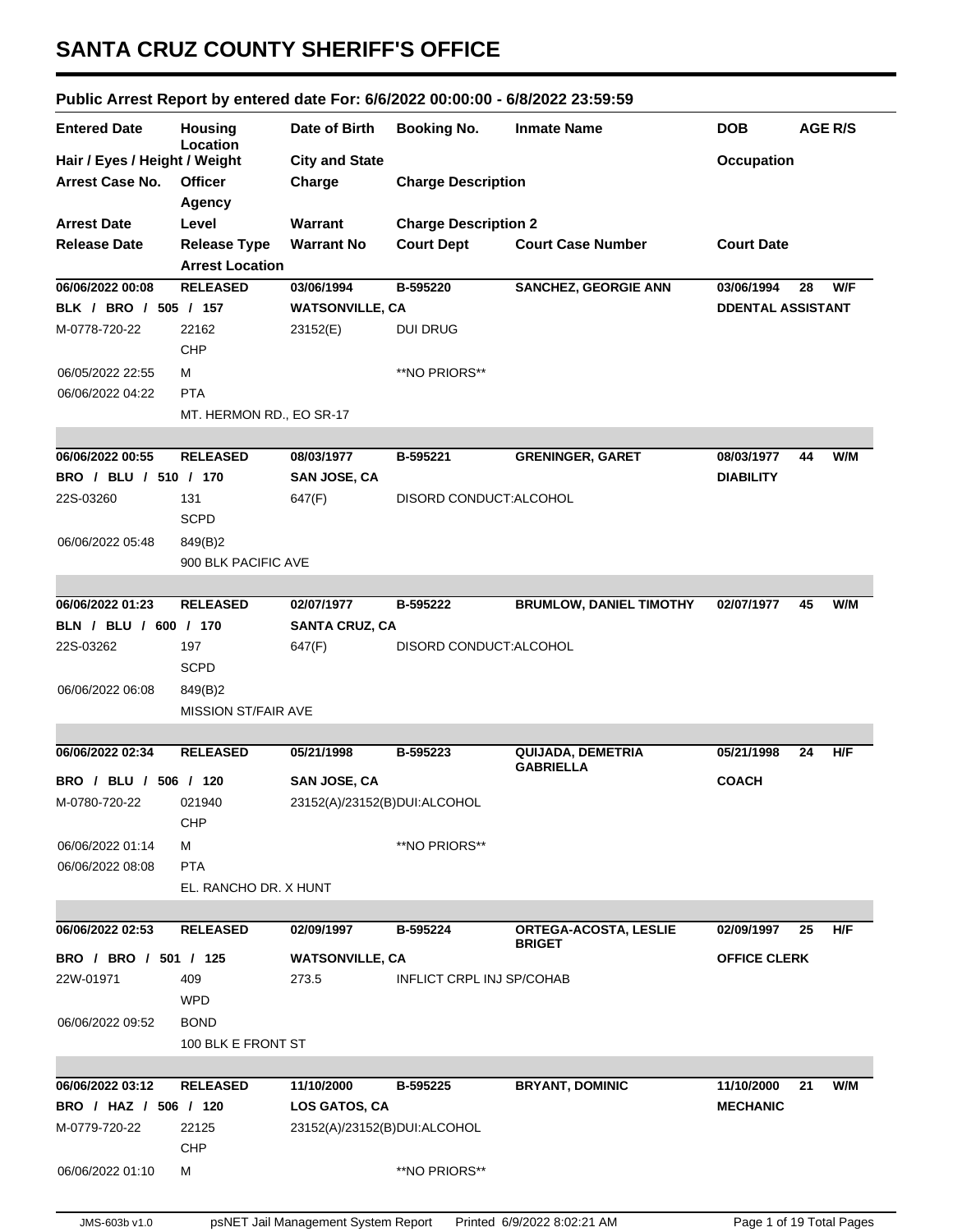# SANTA CRUZ COUNTY SHERIFF'S OFFICE

## Public Arrest Report by entered date For: 6/6/2022 00:00:00 - 6/8/2022 23:59:59

| Entered Date | Housing Location | Date of Birth | Booking No. | Inmate Name | DOB | AGE | R/S |
|---|---|---|---|---|---|---|---|
| Hair / Eyes / Height / Weight | | City and State | | | Occupation | | |
| Arrest Case No. | Officer / Agency | Charge | Charge Description | | | | |
| Arrest Date | Level | Warrant | Charge Description 2 | | | | |
| Release Date | Release Type / Arrest Location | Warrant No | Court Dept | Court Case Number | Court Date | | |

---

| | | | | | | | |
|---|---|---|---|---|---|---|---|
| **06/06/2022 00:08** | **RELEASED** | **03/06/1994** | **B-595220** | **SANCHEZ, GEORGIE ANN** | **03/06/1994** | **28** | **W/F** |
| **BLK / BRO / 505 / 157** | | **WATSONVILLE, CA** | | | **DDENTAL ASSISTANT** | | |
| M-0778-720-22 | 22162 / CHP | 23152(E) | DUI DRUG | | | | |
| 06/05/2022 22:55 | M | | **NO PRIORS** | | | | |
| 06/06/2022 04:22 | PTA / MT. HERMON RD., EO SR-17 | | | | | | |

| | | | | | | | |
|---|---|---|---|---|---|---|---|
| **06/06/2022 00:55** | **RELEASED** | **08/03/1977** | **B-595221** | **GRENINGER, GARET** | **08/03/1977** | **44** | **W/M** |
| **BRO / BLU / 510 / 170** | | **SAN JOSE, CA** | | | **DIABILITY** | | |
| 22S-03260 | 131 / SCPD | 647(F) | DISORD CONDUCT:ALCOHOL | | | | |
| 06/06/2022 05:48 | 849(B)2 / 900 BLK PACIFIC AVE | | | | | | |

| | | | | | | | |
|---|---|---|---|---|---|---|---|
| **06/06/2022 01:23** | **RELEASED** | **02/07/1977** | **B-595222** | **BRUMLOW, DANIEL TIMOTHY** | **02/07/1977** | **45** | **W/M** |
| **BLN / BLU / 600 / 170** | | **SANTA CRUZ, CA** | | | | | |
| 22S-03262 | 197 / SCPD | 647(F) | DISORD CONDUCT:ALCOHOL | | | | |
| 06/06/2022 06:08 | 849(B)2 / MISSION ST/FAIR AVE | | | | | | |

| | | | | | | | |
|---|---|---|---|---|---|---|---|
| **06/06/2022 02:34** | **RELEASED** | **05/21/1998** | **B-595223** | **QUIJADA, DEMETRIA GABRIELLA** | **05/21/1998** | **24** | **H/F** |
| **BRO / BLU / 506 / 120** | | **SAN JOSE, CA** | | | **COACH** | | |
| M-0780-720-22 | 021940 / CHP | 23152(A)/23152(B)DUI:ALCOHOL | | | | | |
| 06/06/2022 01:14 | M | | **NO PRIORS** | | | | |
| 06/06/2022 08:08 | PTA / EL. RANCHO DR. X HUNT | | | | | | |

| | | | | | | | |
|---|---|---|---|---|---|---|---|
| **06/06/2022 02:53** | **RELEASED** | **02/09/1997** | **B-595224** | **ORTEGA-ACOSTA, LESLIE BRIGET** | **02/09/1997** | **25** | **H/F** |
| **BRO / BRO / 501 / 125** | | **WATSONVILLE, CA** | | | **OFFICE CLERK** | | |
| 22W-01971 | 409 / WPD | 273.5 | INFLICT CRPL INJ SP/COHAB | | | | |
| 06/06/2022 09:52 | BOND / 100 BLK E FRONT ST | | | | | | |

| | | | | | | | |
|---|---|---|---|---|---|---|---|
| **06/06/2022 03:12** | **RELEASED** | **11/10/2000** | **B-595225** | **BRYANT, DOMINIC** | **11/10/2000** | **21** | **W/M** |
| **BRO / HAZ / 506 / 120** | | **LOS GATOS, CA** | | | **MECHANIC** | | |
| M-0779-720-22 | 22125 / CHP | 23152(A)/23152(B)DUI:ALCOHOL | | | | | |
| 06/06/2022 01:10 | M | | **NO PRIORS** | | | | |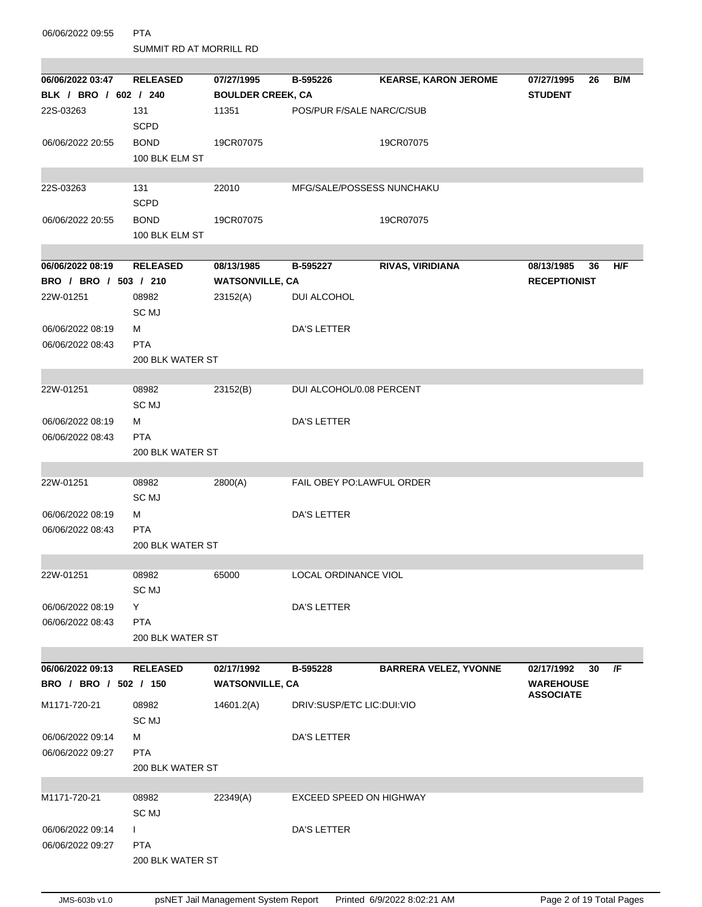06/06/2022 09:55 PTA
SUMMIT RD AT MORRILL RD

| | | | | | | | |
|---|---|---|---|---|---|---|---|
| **06/06/2022 03:47** | **RELEASED** | **07/27/1995** | **B-595226** | **KEARSE, KARON JEROME** | **07/27/1995** | **26** | **B/M** |
| **BLK / BRO / 602 / 240** | | **BOULDER CREEK, CA** | | | **STUDENT** | | |
| 22S-03263 | 131<br>SCPD | 11351 | POS/PUR F/SALE NARC/C/SUB | | | | |
| 06/06/2022 20:55 | BOND<br>100 BLK ELM ST | 19CR07075 | | 19CR07075 | | | |
| 22S-03263 | 131<br>SCPD | 22010 | MFG/SALE/POSSESS NUNCHAKU | | | | |
| 06/06/2022 20:55 | BOND<br>100 BLK ELM ST | 19CR07075 | | 19CR07075 | | | |

| | | | | | | | |
|---|---|---|---|---|---|---|---|
| **06/06/2022 08:19** | **RELEASED** | **08/13/1985** | **B-595227** | **RIVAS, VIRIDIANA** | **08/13/1985** | **36** | **H/F** |
| **BRO / BRO / 503 / 210** | | **WATSONVILLE, CA** | | | **RECEPTIONIST** | | |
| 22W-01251 | 08982<br>SC MJ | 23152(A) | DUI ALCOHOL | | | | |
| 06/06/2022 08:19 | M | | DA'S LETTER | | | | |
| 06/06/2022 08:43 | PTA<br>200 BLK WATER ST | | | | | | |
| 22W-01251 | 08982<br>SC MJ | 23152(B) | DUI ALCOHOL/0.08 PERCENT | | | | |
| 06/06/2022 08:19 | M | | DA'S LETTER | | | | |
| 06/06/2022 08:43 | PTA<br>200 BLK WATER ST | | | | | | |
| 22W-01251 | 08982<br>SC MJ | 2800(A) | FAIL OBEY PO:LAWFUL ORDER | | | | |
| 06/06/2022 08:19 | M | | DA'S LETTER | | | | |
| 06/06/2022 08:43 | PTA<br>200 BLK WATER ST | | | | | | |
| 22W-01251 | 08982<br>SC MJ | 65000 | LOCAL ORDINANCE VIOL | | | | |
| 06/06/2022 08:19 | Y | | DA'S LETTER | | | | |
| 06/06/2022 08:43 | PTA<br>200 BLK WATER ST | | | | | | |

| | | | | | | | |
|---|---|---|---|---|---|---|---|
| **06/06/2022 09:13** | **RELEASED** | **02/17/1992** | **B-595228** | **BARRERA VELEZ, YVONNE** | **02/17/1992** | **30** | **/F** |
| **BRO / BRO / 502 / 150** | | **WATSONVILLE, CA** | | | **WAREHOUSE ASSOCIATE** | | |
| M1171-720-21 | 08982<br>SC MJ | 14601.2(A) | DRIV:SUSP/ETC LIC:DUI:VIO | | | | |
| 06/06/2022 09:14 | M | | DA'S LETTER | | | | |
| 06/06/2022 09:27 | PTA<br>200 BLK WATER ST | | | | | | |
| M1171-720-21 | 08982<br>SC MJ | 22349(A) | EXCEED SPEED ON HIGHWAY | | | | |
| 06/06/2022 09:14 | I | | DA'S LETTER | | | | |
| 06/06/2022 09:27 | PTA<br>200 BLK WATER ST | | | | | | |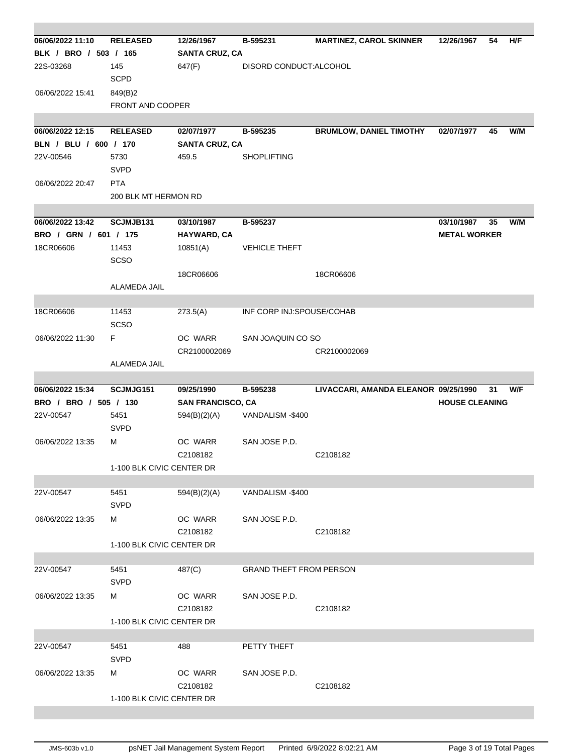| | | | | | | | |
|---|---|---|---|---|---|---|---|
| **06/06/2022 11:10** | **RELEASED** | **12/26/1967** | **B-595231** | **MARTINEZ, CAROL SKINNER** | **12/26/1967** | **54** | **H/F** |
| **BLK / BRO / 503 / 165** | | **SANTA CRUZ, CA** | | | | | |
| 22S-03268 | 145<br>SCPD | 647(F) | DISORD CONDUCT:ALCOHOL | | | | |
| 06/06/2022 15:41 | 849(B)2 | | | | | | |
| | FRONT AND COOPER | | | | | | |
| **06/06/2022 12:15** | **RELEASED** | **02/07/1977** | **B-595235** | **BRUMLOW, DANIEL TIMOTHY** | **02/07/1977** | **45** | **W/M** |
| **BLN / BLU / 600 / 170** | | **SANTA CRUZ, CA** | | | | | |
| 22V-00546 | 5730<br>SVPD | 459.5 | SHOPLIFTING | | | | |
| 06/06/2022 20:47 | PTA | | | | | | |
| | 200 BLK MT HERMON RD | | | | | | |
| **06/06/2022 13:42** | **SCJMJB131** | **03/10/1987** | **B-595237** | | **03/10/1987** | **35** | **W/M** |
| **BRO / GRN / 601 / 175** | | **HAYWARD, CA** | | | **METAL WORKER** | | |
| 18CR06606 | 11453<br>SCSO | 10851(A) | VEHICLE THEFT | | | | |
| | | 18CR06606 | | 18CR06606 | | | |
| | ALAMEDA JAIL | | | | | | |
| 18CR06606 | 11453<br>SCSO | 273.5(A) | INF CORP INJ:SPOUSE/COHAB | | | | |
| 06/06/2022 11:30 | F | OC WARR | SAN JOAQUIN CO SO | | | | |
| | | CR2100002069 | | CR2100002069 | | | |
| | ALAMEDA JAIL | | | | | | |
| **06/06/2022 15:34** | **SCJMJG151** | **09/25/1990** | **B-595238** | **LIVACCARI, AMANDA ELEANOR** | **09/25/1990** | **31** | **W/F** |
| **BRO / BRO / 505 / 130** | | **SAN FRANCISCO, CA** | | | **HOUSE CLEANING** | | |
| 22V-00547 | 5451<br>SVPD | 594(B)(2)(A) | VANDALISM -$400 | | | | |
| 06/06/2022 13:35 | M | OC WARR | SAN JOSE P.D. | | | | |
| | | C2108182 | | C2108182 | | | |
| | 1-100 BLK CIVIC CENTER DR | | | | | | |
| 22V-00547 | 5451<br>SVPD | 594(B)(2)(A) | VANDALISM -$400 | | | | |
| 06/06/2022 13:35 | M | OC WARR | SAN JOSE P.D. | | | | |
| | | C2108182 | | C2108182 | | | |
| | 1-100 BLK CIVIC CENTER DR | | | | | | |
| 22V-00547 | 5451<br>SVPD | 487(C) | GRAND THEFT FROM PERSON | | | | |
| 06/06/2022 13:35 | M | OC WARR | SAN JOSE P.D. | | | | |
| | | C2108182 | | C2108182 | | | |
| | 1-100 BLK CIVIC CENTER DR | | | | | | |
| 22V-00547 | 5451<br>SVPD | 488 | PETTY THEFT | | | | |
| 06/06/2022 13:35 | M | OC WARR | SAN JOSE P.D. | | | | |
| | | C2108182 | | C2108182 | | | |
| | 1-100 BLK CIVIC CENTER DR | | | | | | |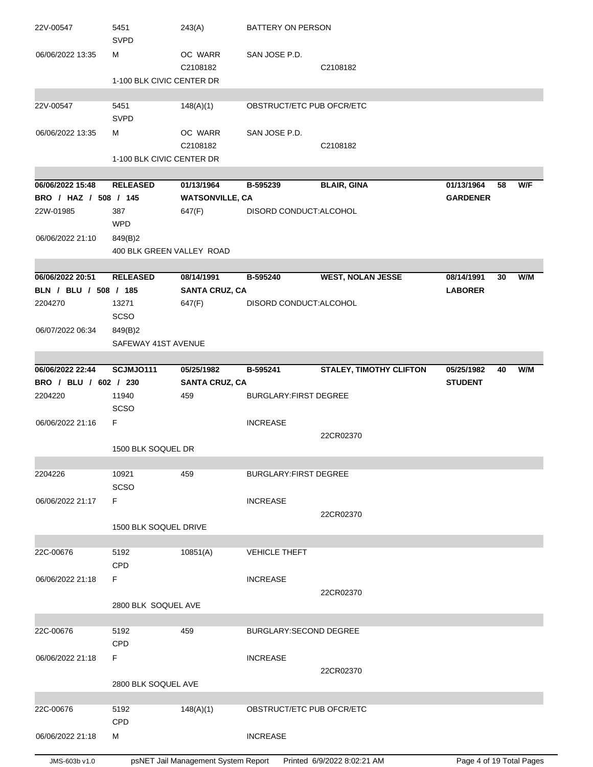| | | | | | | | |
|---|---|---|---|---|---|---|---|
| 22V-00547 | 5451<br>SVPD | 243(A) | BATTERY ON PERSON | | | | |
| 06/06/2022 13:35 | M | OC WARR<br>C2108182 | SAN JOSE P.D. | C2108182 | | | |
| | 1-100 BLK CIVIC CENTER DR | | | | | | |
| 22V-00547 | 5451<br>SVPD | 148(A)(1) | OBSTRUCT/ETC PUB OFCR/ETC | | | | |
| 06/06/2022 13:35 | M | OC WARR<br>C2108182 | SAN JOSE P.D. | C2108182 | | | |
| | 1-100 BLK CIVIC CENTER DR | | | | | | |

| | | | | | | | |
|---|---|---|---|---|---|---|---|
| **06/06/2022 15:48** | **RELEASED** | **01/13/1964** | **B-595239** | **BLAIR, GINA** | **01/13/1964** | **58** | **W/F** |
| **BRO / HAZ / 508 / 145** | | **WATSONVILLE, CA** | | | **GARDENER** | | |
| 22W-01985 | 387<br>WPD | 647(F) | DISORD CONDUCT:ALCOHOL | | | | |
| 06/06/2022 21:10 | 849(B)2 | | | | | | |
| | 400 BLK GREEN VALLEY ROAD | | | | | | |

| | | | | | | | |
|---|---|---|---|---|---|---|---|
| **06/06/2022 20:51** | **RELEASED** | **08/14/1991** | **B-595240** | **WEST, NOLAN JESSE** | **08/14/1991** | **30** | **W/M** |
| **BLN / BLU / 508 / 185** | | **SANTA CRUZ, CA** | | | **LABORER** | | |
| 2204270 | 13271<br>SCSO | 647(F) | DISORD CONDUCT:ALCOHOL | | | | |
| 06/07/2022 06:34 | 849(B)2 | | | | | | |
| | SAFEWAY 41ST AVENUE | | | | | | |

| | | | | | | | |
|---|---|---|---|---|---|---|---|
| **06/06/2022 22:44** | **SCJMJO111** | **05/25/1982** | **B-595241** | **STALEY, TIMOTHY CLIFTON** | **05/25/1982** | **40** | **W/M** |
| **BRO / BLU / 602 / 230** | | **SANTA CRUZ, CA** | | | **STUDENT** | | |
| 2204220 | 11940<br>SCSO | 459 | BURGLARY:FIRST DEGREE | | | | |
| 06/06/2022 21:16 | F | | INCREASE | 22CR02370 | | | |
| | 1500 BLK SOQUEL DR | | | | | | |
| 2204226 | 10921<br>SCSO | 459 | BURGLARY:FIRST DEGREE | | | | |
| 06/06/2022 21:17 | F | | INCREASE | 22CR02370 | | | |
| | 1500 BLK SOQUEL DRIVE | | | | | | |
| 22C-00676 | 5192<br>CPD | 10851(A) | VEHICLE THEFT | | | | |
| 06/06/2022 21:18 | F | | INCREASE | 22CR02370 | | | |
| | 2800 BLK SOQUEL AVE | | | | | | |
| 22C-00676 | 5192<br>CPD | 459 | BURGLARY:SECOND DEGREE | | | | |
| 06/06/2022 21:18 | F | | INCREASE | 22CR02370 | | | |
| | 2800 BLK SOQUEL AVE | | | | | | |
| 22C-00676 | 5192<br>CPD | 148(A)(1) | OBSTRUCT/ETC PUB OFCR/ETC | | | | |
| 06/06/2022 21:18 | M | | INCREASE | | | | |

JMS-603b v1.0 psNET Jail Management System Report Printed 6/9/2022 8:02:21 AM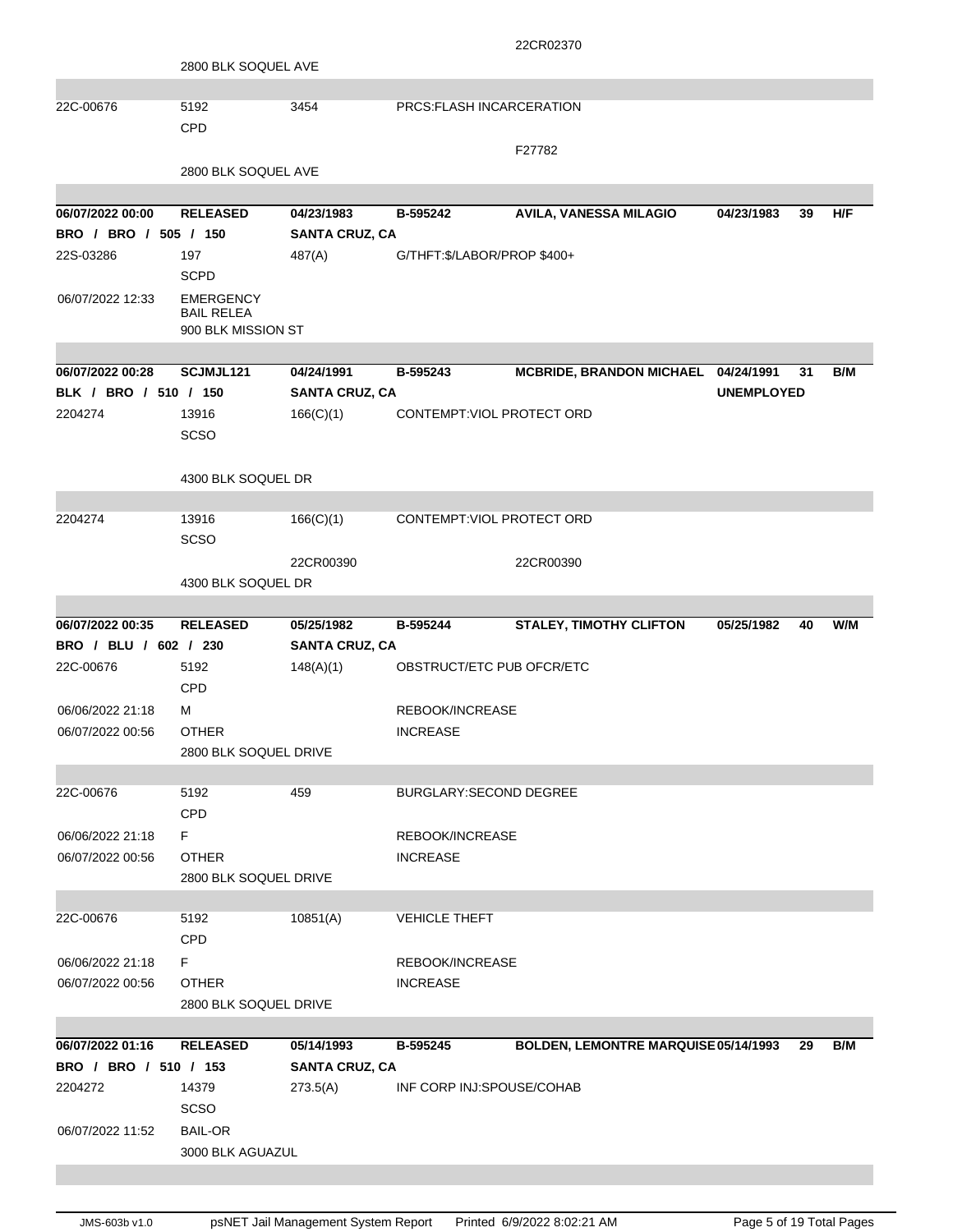| | | | | 22CR02370 | | | |
|---|---|---|---|---|---|---|---|
| | 2800 BLK SOQUEL AVE | | | | | | |
| 22C-00676 | 5192<br>CPD | 3454 | PRCS:FLASH INCARCERATION | | | | |
| | | | | F27782 | | | |
| | 2800 BLK SOQUEL AVE | | | | | | |
| **06/07/2022 00:00** | **RELEASED** | **04/23/1983** | **B-595242** | **AVILA, VANESSA MILAGIO** | **04/23/1983** | **39** | **H/F** |
| **BRO / BRO / 505 / 150** | | **SANTA CRUZ, CA** | | | | | |
| 22S-03286 | 197<br>SCPD | 487(A) | G/THFT:$/LABOR/PROP $400+ | | | | |
| 06/07/2022 12:33 | EMERGENCY BAIL RELEA | | | | | | |
| | 900 BLK MISSION ST | | | | | | |
| **06/07/2022 00:28** | **SCJMJL121** | **04/24/1991** | **B-595243** | **MCBRIDE, BRANDON MICHAEL** | **04/24/1991** | **31** | **B/M** |
| **BLK / BRO / 510 / 150** | | **SANTA CRUZ, CA** | | | **UNEMPLOYED** | | |
| 2204274 | 13916<br>SCSO | 166(C)(1) | CONTEMPT:VIOL PROTECT ORD | | | | |
| | 4300 BLK SOQUEL DR | | | | | | |
| 2204274 | 13916<br>SCSO | 166(C)(1) | CONTEMPT:VIOL PROTECT ORD | | | | |
| | | 22CR00390 | | 22CR00390 | | | |
| | 4300 BLK SOQUEL DR | | | | | | |
| **06/07/2022 00:35** | **RELEASED** | **05/25/1982** | **B-595244** | **STALEY, TIMOTHY CLIFTON** | **05/25/1982** | **40** | **W/M** |
| **BRO / BLU / 602 / 230** | | **SANTA CRUZ, CA** | | | | | |
| 22C-00676 | 5192<br>CPD | 148(A)(1) | OBSTRUCT/ETC PUB OFCR/ETC | | | | |
| 06/06/2022 21:18 | M | | REBOOK/INCREASE | | | | |
| 06/07/2022 00:56 | OTHER | | INCREASE | | | | |
| | 2800 BLK SOQUEL DRIVE | | | | | | |
| 22C-00676 | 5192<br>CPD | 459 | BURGLARY:SECOND DEGREE | | | | |
| 06/06/2022 21:18 | F | | REBOOK/INCREASE | | | | |
| 06/07/2022 00:56 | OTHER | | INCREASE | | | | |
| | 2800 BLK SOQUEL DRIVE | | | | | | |
| 22C-00676 | 5192<br>CPD | 10851(A) | VEHICLE THEFT | | | | |
| 06/06/2022 21:18 | F | | REBOOK/INCREASE | | | | |
| 06/07/2022 00:56 | OTHER | | INCREASE | | | | |
| | 2800 BLK SOQUEL DRIVE | | | | | | |
| **06/07/2022 01:16** | **RELEASED** | **05/14/1993** | **B-595245** | **BOLDEN, LEMONTRE MARQUISE** | **05/14/1993** | **29** | **B/M** |
| **BRO / BRO / 510 / 153** | | **SANTA CRUZ, CA** | | | | | |
| 2204272 | 14379<br>SCSO | 273.5(A) | INF CORP INJ:SPOUSE/COHAB | | | | |
| 06/07/2022 11:52 | BAIL-OR | | | | | | |
| | 3000 BLK AGUAZUL | | | | | | |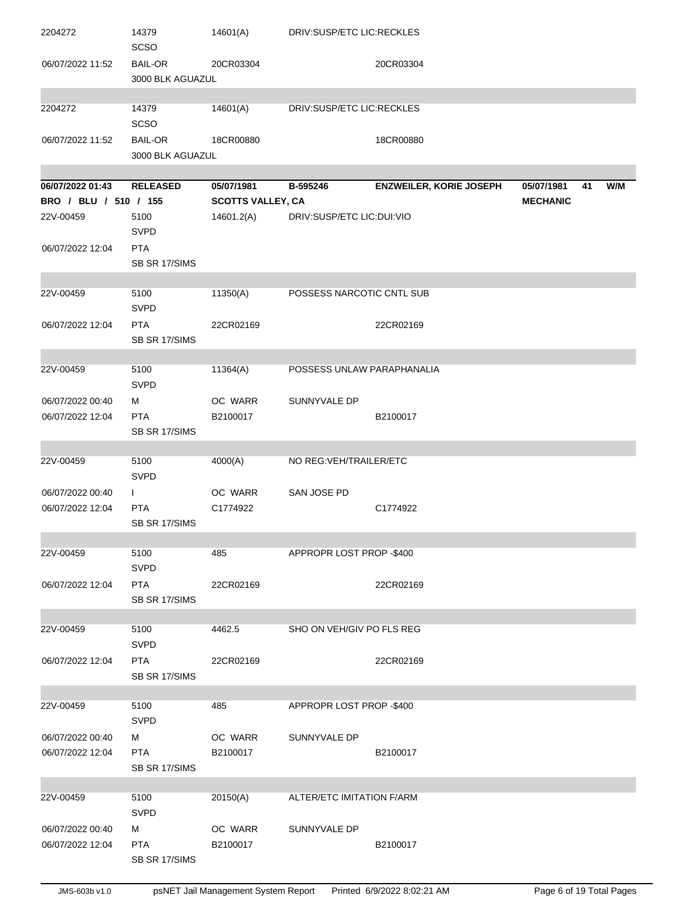| | | | | | | |
|---|---|---|---|---|---|---|
| 2204272 | 14379<br>SCSO | 14601(A) | DRIV:SUSP/ETC LIC:RECKLES | | | |
| 06/07/2022 11:52 | BAIL-OR<br>3000 BLK AGUAZUL | 20CR03304 | | 20CR03304 | | |
| 2204272 | 14379<br>SCSO | 14601(A) | DRIV:SUSP/ETC LIC:RECKLES | | | |
| 06/07/2022 11:52 | BAIL-OR<br>3000 BLK AGUAZUL | 18CR00880 | | 18CR00880 | | |

| | | | | | | |
|---|---|---|---|---|---|---|
| **06/07/2022 01:43** | **RELEASED** | **05/07/1981** | **B-595246** | **ENZWEILER, KORIE JOSEPH** | **05/07/1981** | **41 W/M** |
| **BRO / BLU / 510 / 155** | | **SCOTTS VALLEY, CA** | | | **MECHANIC** | |
| 22V-00459 | 5100<br>SVPD | 14601.2(A) | DRIV:SUSP/ETC LIC:DUI:VIO | | | |
| 06/07/2022 12:04 | PTA<br>SB SR 17/SIMS | | | | | |
| 22V-00459 | 5100<br>SVPD | 11350(A) | POSSESS NARCOTIC CNTL SUB | | | |
| 06/07/2022 12:04 | PTA<br>SB SR 17/SIMS | 22CR02169 | | 22CR02169 | | |
| 22V-00459 | 5100<br>SVPD | 11364(A) | POSSESS UNLAW PARAPHANALIA | | | |
| 06/07/2022 00:40 | M | OC WARR | SUNNYVALE DP | | | |
| 06/07/2022 12:04 | PTA<br>SB SR 17/SIMS | B2100017 | | B2100017 | | |
| 22V-00459 | 5100<br>SVPD | 4000(A) | NO REG:VEH/TRAILER/ETC | | | |
| 06/07/2022 00:40 | I | OC WARR | SAN JOSE PD | | | |
| 06/07/2022 12:04 | PTA<br>SB SR 17/SIMS | C1774922 | | C1774922 | | |
| 22V-00459 | 5100<br>SVPD | 485 | APPROPR LOST PROP -$400 | | | |
| 06/07/2022 12:04 | PTA<br>SB SR 17/SIMS | 22CR02169 | | 22CR02169 | | |
| 22V-00459 | 5100<br>SVPD | 4462.5 | SHO ON VEH/GIV PO FLS REG | | | |
| 06/07/2022 12:04 | PTA<br>SB SR 17/SIMS | 22CR02169 | | 22CR02169 | | |
| 22V-00459 | 5100<br>SVPD | 485 | APPROPR LOST PROP -$400 | | | |
| 06/07/2022 00:40 | M | OC WARR | SUNNYVALE DP | | | |
| 06/07/2022 12:04 | PTA<br>SB SR 17/SIMS | B2100017 | | B2100017 | | |
| 22V-00459 | 5100<br>SVPD | 20150(A) | ALTER/ETC IMITATION F/ARM | | | |
| 06/07/2022 00:40 | M | OC WARR | SUNNYVALE DP | | | |
| 06/07/2022 12:04 | PTA<br>SB SR 17/SIMS | B2100017 | | B2100017 | | |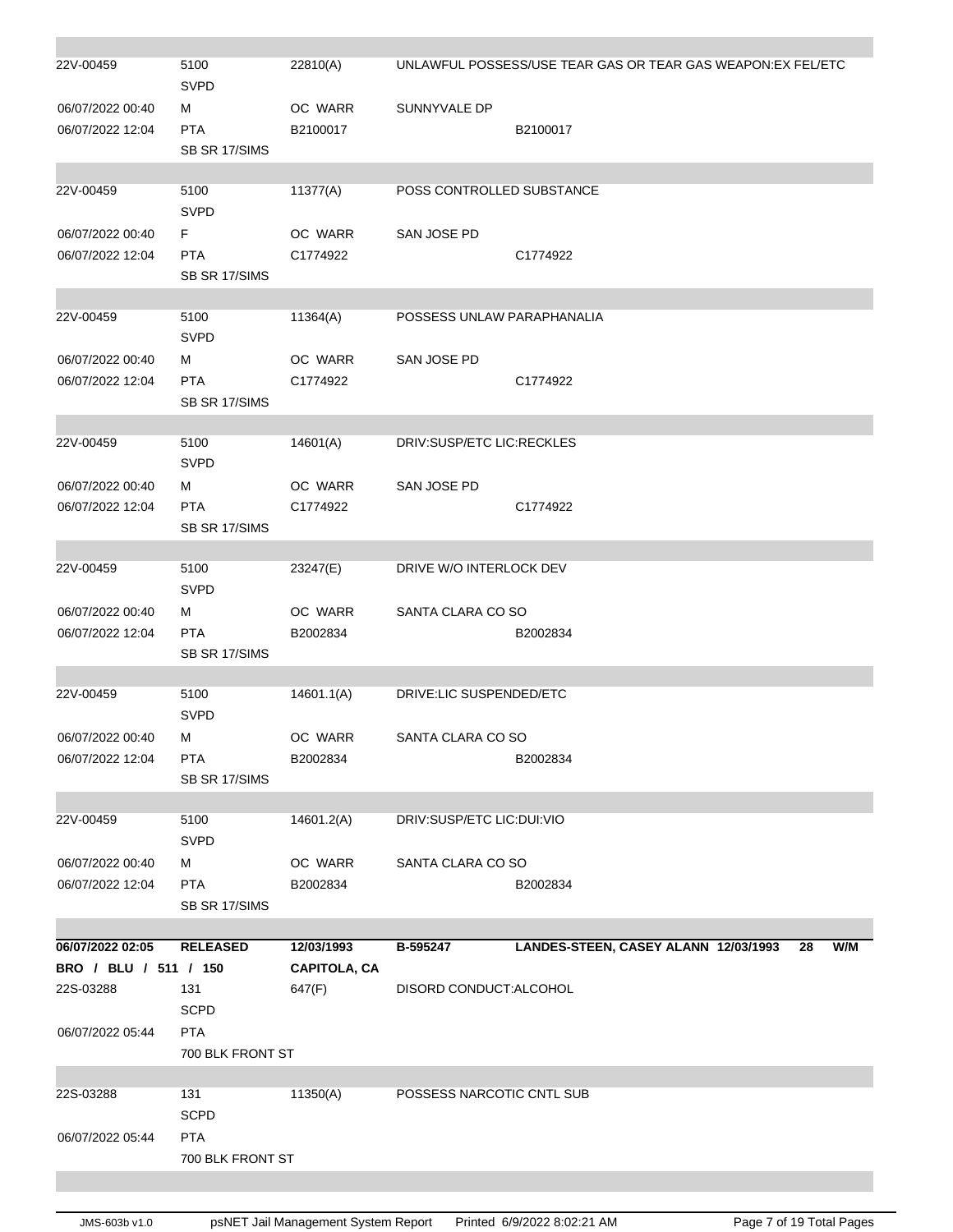| | | | | |
|---|---|---|---|---|
| 22V-00459 | 5100<br>SVPD | 22810(A) | UNLAWFUL POSSESS/USE TEAR GAS OR TEAR GAS WEAPON:EX FEL/ETC | |
| 06/07/2022 00:40 | M | OC WARR | SUNNYVALE DP | |
| 06/07/2022 12:04 | PTA<br>SB SR 17/SIMS | B2100017 | | B2100017 |
| 22V-00459 | 5100<br>SVPD | 11377(A) | POSS CONTROLLED SUBSTANCE | |
| 06/07/2022 00:40 | F | OC WARR | SAN JOSE PD | |
| 06/07/2022 12:04 | PTA<br>SB SR 17/SIMS | C1774922 | | C1774922 |
| 22V-00459 | 5100<br>SVPD | 11364(A) | POSSESS UNLAW PARAPHANALIA | |
| 06/07/2022 00:40 | M | OC WARR | SAN JOSE PD | |
| 06/07/2022 12:04 | PTA<br>SB SR 17/SIMS | C1774922 | | C1774922 |
| 22V-00459 | 5100<br>SVPD | 14601(A) | DRIV:SUSP/ETC LIC:RECKLES | |
| 06/07/2022 00:40 | M | OC WARR | SAN JOSE PD | |
| 06/07/2022 12:04 | PTA<br>SB SR 17/SIMS | C1774922 | | C1774922 |
| 22V-00459 | 5100<br>SVPD | 23247(E) | DRIVE W/O INTERLOCK DEV | |
| 06/07/2022 00:40 | M | OC WARR | SANTA CLARA CO SO | |
| 06/07/2022 12:04 | PTA<br>SB SR 17/SIMS | B2002834 | | B2002834 |
| 22V-00459 | 5100<br>SVPD | 14601.1(A) | DRIVE:LIC SUSPENDED/ETC | |
| 06/07/2022 00:40 | M | OC WARR | SANTA CLARA CO SO | |
| 06/07/2022 12:04 | PTA<br>SB SR 17/SIMS | B2002834 | | B2002834 |
| 22V-00459 | 5100<br>SVPD | 14601.2(A) | DRIV:SUSP/ETC LIC:DUI:VIO | |
| 06/07/2022 00:40 | M | OC WARR | SANTA CLARA CO SO | |
| 06/07/2022 12:04 | PTA<br>SB SR 17/SIMS | B2002834 | | B2002834 |

| | | | | | | |
|---|---|---|---|---|---|---|
| **06/07/2022 02:05** | **RELEASED** | **12/03/1993** | **B-595247** | **LANDES-STEEN, CASEY ALANN 12/03/1993** | **28** | **W/M** |
| **BRO / BLU / 511 / 150** | | **CAPITOLA, CA** | | | | |
| 22S-03288 | 131<br>SCPD | 647(F) | DISORD CONDUCT:ALCOHOL | | | |
| 06/07/2022 05:44 | PTA<br>700 BLK FRONT ST | | | | | |
| 22S-03288 | 131<br>SCPD | 11350(A) | POSSESS NARCOTIC CNTL SUB | | | |
| 06/07/2022 05:44 | PTA<br>700 BLK FRONT ST | | | | | |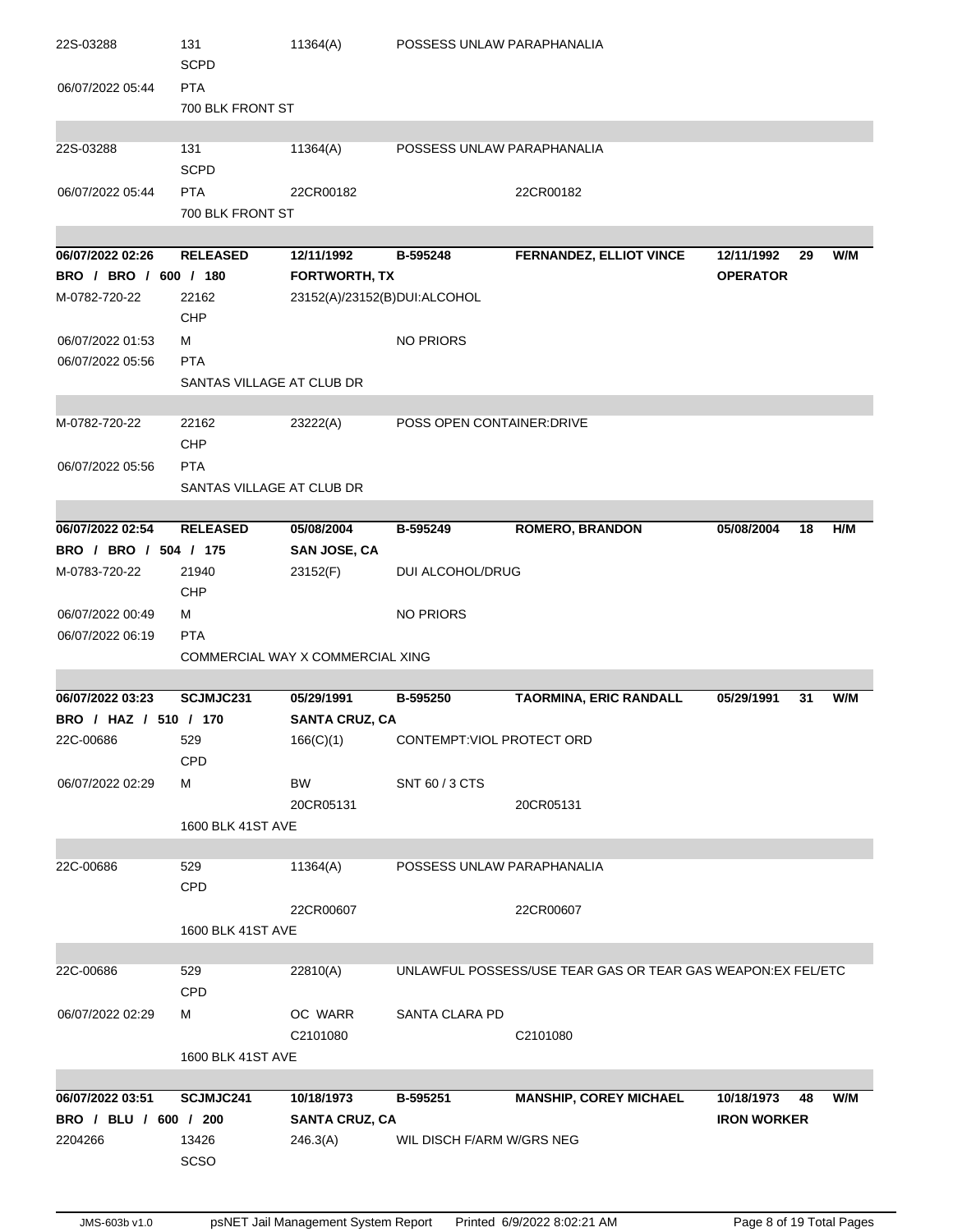| | | | | | | | |
|---|---|---|---|---|---|---|---|
| 22S-03288 | 131<br>SCPD | 11364(A) | POSSESS UNLAW PARAPHANALIA | | | | |
| 06/07/2022 05:44 | PTA<br>700 BLK FRONT ST | | | | | | |
| 22S-03288 | 131<br>SCPD | 11364(A) | POSSESS UNLAW PARAPHANALIA | | | | |
| 06/07/2022 05:44 | PTA<br>700 BLK FRONT ST | 22CR00182 | | 22CR00182 | | | |
| **06/07/2022 02:26** | **RELEASED** | **12/11/1992** | **B-595248** | **FERNANDEZ, ELLIOT VINCE** | **12/11/1992** | **29** | **W/M** |
| **BRO / BRO / 600 / 180** | | **FORTWORTH, TX** | | | **OPERATOR** | | |
| M-0782-720-22 | 22162<br>CHP | 23152(A)/23152(B)DUI:ALCOHOL | | | | | |
| 06/07/2022 01:53 | M | | NO PRIORS | | | | |
| 06/07/2022 05:56 | PTA<br>SANTAS VILLAGE AT CLUB DR | | | | | | |
| M-0782-720-22 | 22162<br>CHP | 23222(A) | POSS OPEN CONTAINER:DRIVE | | | | |
| 06/07/2022 05:56 | PTA<br>SANTAS VILLAGE AT CLUB DR | | | | | | |
| **06/07/2022 02:54** | **RELEASED** | **05/08/2004** | **B-595249** | **ROMERO, BRANDON** | **05/08/2004** | **18** | **H/M** |
| **BRO / BRO / 504 / 175** | | **SAN JOSE, CA** | | | | | |
| M-0783-720-22 | 21940<br>CHP | 23152(F) | DUI ALCOHOL/DRUG | | | | |
| 06/07/2022 00:49 | M | | NO PRIORS | | | | |
| 06/07/2022 06:19 | PTA<br>COMMERCIAL WAY X COMMERCIAL XING | | | | | | |
| **06/07/2022 03:23** | **SCJMJC231** | **05/29/1991** | **B-595250** | **TAORMINA, ERIC RANDALL** | **05/29/1991** | **31** | **W/M** |
| **BRO / HAZ / 510 / 170** | | **SANTA CRUZ, CA** | | | | | |
| 22C-00686 | 529<br>CPD | 166(C)(1) | CONTEMPT:VIOL PROTECT ORD | | | | |
| 06/07/2022 02:29 | M<br>1600 BLK 41ST AVE | BW<br>20CR05131 | SNT 60 / 3 CTS | 20CR05131 | | | |
| 22C-00686 | 529<br>CPD | 11364(A) | POSSESS UNLAW PARAPHANALIA | | | | |
| | 1600 BLK 41ST AVE | 22CR00607 | | 22CR00607 | | | |
| 22C-00686 | 529<br>CPD | 22810(A) | UNLAWFUL POSSESS/USE TEAR GAS OR TEAR GAS WEAPON:EX FEL/ETC | | | | |
| 06/07/2022 02:29 | M<br>1600 BLK 41ST AVE | OC WARR<br>C2101080 | SANTA CLARA PD | C2101080 | | | |
| **06/07/2022 03:51** | **SCJMJC241** | **10/18/1973** | **B-595251** | **MANSHIP, COREY MICHAEL** | **10/18/1973** | **48** | **W/M** |
| **BRO / BLU / 600 / 200** | | **SANTA CRUZ, CA** | | | **IRON WORKER** | | |
| 2204266 | 13426<br>SCSO | 246.3(A) | WIL DISCH F/ARM W/GRS NEG | | | | |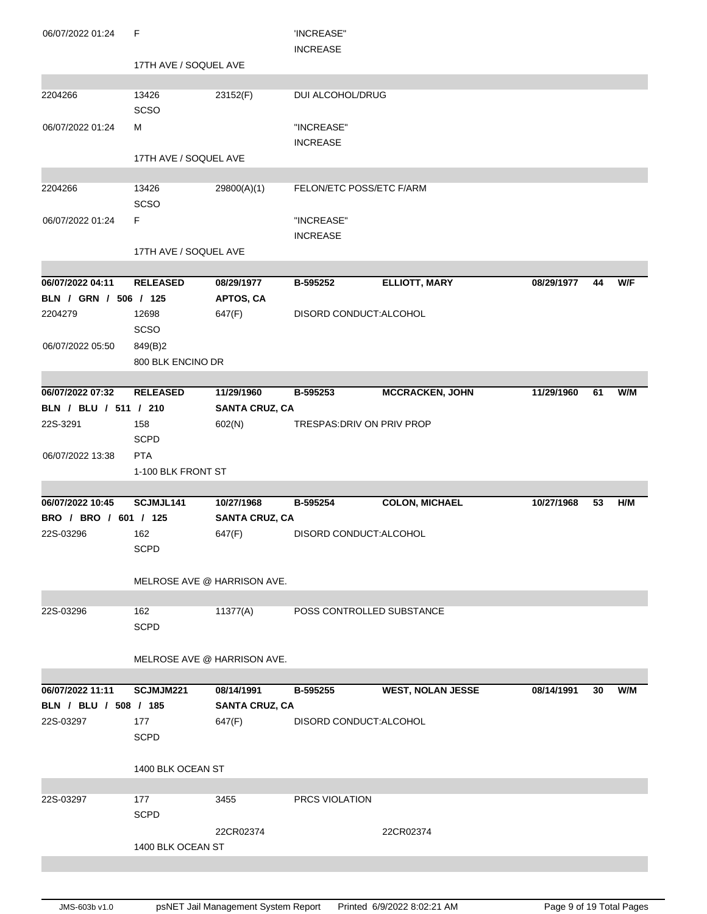| | | | | | | | |
|---|---|---|---|---|---|---|---|
| 06/07/2022 01:24 | F | | 'INCREASE" | | | | |
| | | | INCREASE | | | | |
| | 17TH AVE / SOQUEL AVE | | | | | | |
| | | | | | | | |
| 2204266 | 13426 | 23152(F) | DUI ALCOHOL/DRUG | | | | |
| | SCSO | | | | | | |
| 06/07/2022 01:24 | M | | "INCREASE" | | | | |
| | | | INCREASE | | | | |
| | 17TH AVE / SOQUEL AVE | | | | | | |
| | | | | | | | |
| 2204266 | 13426 | 29800(A)(1) | FELON/ETC POSS/ETC F/ARM | | | | |
| | SCSO | | | | | | |
| 06/07/2022 01:24 | F | | "INCREASE" | | | | |
| | | | INCREASE | | | | |
| | 17TH AVE / SOQUEL AVE | | | | | | |
| | | | | | | | |
| **06/07/2022 04:11** | **RELEASED** | **08/29/1977** | **B-595252** | **ELLIOTT, MARY** | **08/29/1977** | **44** | **W/F** |
| **BLN / GRN / 506 / 125** | | **APTOS, CA** | | | | | |
| 2204279 | 12698 | 647(F) | DISORD CONDUCT:ALCOHOL | | | | |
| | SCSO | | | | | | |
| 06/07/2022 05:50 | 849(B)2 | | | | | | |
| | 800 BLK ENCINO DR | | | | | | |
| | | | | | | | |
| **06/07/2022 07:32** | **RELEASED** | **11/29/1960** | **B-595253** | **MCCRACKEN, JOHN** | **11/29/1960** | **61** | **W/M** |
| **BLN / BLU / 511 / 210** | | **SANTA CRUZ, CA** | | | | | |
| 22S-3291 | 158 | 602(N) | TRESPAS:DRIV ON PRIV PROP | | | | |
| | SCPD | | | | | | |
| 06/07/2022 13:38 | PTA | | | | | | |
| | 1-100 BLK FRONT ST | | | | | | |
| | | | | | | | |
| **06/07/2022 10:45** | **SCJMJL141** | **10/27/1968** | **B-595254** | **COLON, MICHAEL** | **10/27/1968** | **53** | **H/M** |
| **BRO / BRO / 601 / 125** | | **SANTA CRUZ, CA** | | | | | |
| 22S-03296 | 162 | 647(F) | DISORD CONDUCT:ALCOHOL | | | | |
| | SCPD | | | | | | |
| | MELROSE AVE @ HARRISON AVE. | | | | | | |
| | | | | | | | |
| 22S-03296 | 162 | 11377(A) | POSS CONTROLLED SUBSTANCE | | | | |
| | SCPD | | | | | | |
| | MELROSE AVE @ HARRISON AVE. | | | | | | |
| | | | | | | | |
| **06/07/2022 11:11** | **SCJMJM221** | **08/14/1991** | **B-595255** | **WEST, NOLAN JESSE** | **08/14/1991** | **30** | **W/M** |
| **BLN / BLU / 508 / 185** | | **SANTA CRUZ, CA** | | | | | |
| 22S-03297 | 177 | 647(F) | DISORD CONDUCT:ALCOHOL | | | | |
| | SCPD | | | | | | |
| | 1400 BLK OCEAN ST | | | | | | |
| | | | | | | | |
| 22S-03297 | 177 | 3455 | PRCS VIOLATION | | | | |
| | SCPD | | | | | | |
| | | 22CR02374 | | 22CR02374 | | | |
| | 1400 BLK OCEAN ST | | | | | | |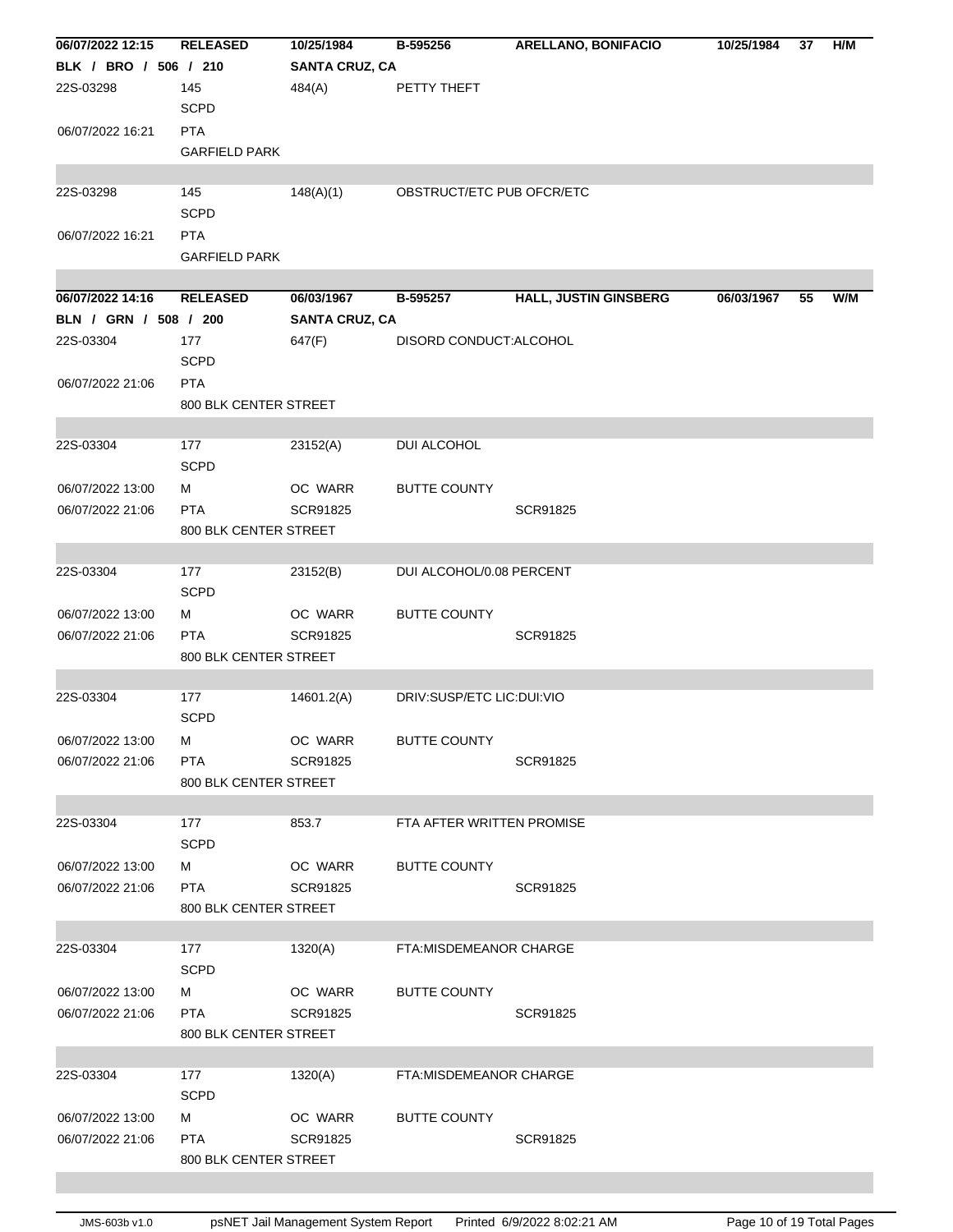| 06/07/2022 12:15 | RELEASED | 10/25/1984 | B-595256 | ARELLANO, BONIFACIO | 10/25/1984 | 37 | H/M |
|---|---|---|---|---|---|---|---|
| BLK / BRO / 506 / 210 | | SANTA CRUZ, CA | | | | | |
| 22S-03298 | 145<br>SCPD | 484(A) | PETTY THEFT | | | | |
| 06/07/2022 16:21 | PTA<br>GARFIELD PARK | | | | | | |
| 22S-03298 | 145<br>SCPD | 148(A)(1) | OBSTRUCT/ETC PUB OFCR/ETC | | | | |
| 06/07/2022 16:21 | PTA<br>GARFIELD PARK | | | | | | |

| 06/07/2022 14:16 | RELEASED | 06/03/1967 | B-595257 | HALL, JUSTIN GINSBERG | 06/03/1967 | 55 | W/M |
|---|---|---|---|---|---|---|---|
| BLN / GRN / 508 / 200 | | SANTA CRUZ, CA | | | | | |
| 22S-03304 | 177<br>SCPD | 647(F) | DISORD CONDUCT:ALCOHOL | | | | |
| 06/07/2022 21:06 | PTA<br>800 BLK CENTER STREET | | | | | | |
| 22S-03304 | 177<br>SCPD | 23152(A) | DUI ALCOHOL | | | | |
| 06/07/2022 13:00 | M | OC WARR | BUTTE COUNTY | | | | |
| 06/07/2022 21:06 | PTA<br>800 BLK CENTER STREET | SCR91825 | | SCR91825 | | | |
| 22S-03304 | 177<br>SCPD | 23152(B) | DUI ALCOHOL/0.08 PERCENT | | | | |
| 06/07/2022 13:00 | M | OC WARR | BUTTE COUNTY | | | | |
| 06/07/2022 21:06 | PTA<br>800 BLK CENTER STREET | SCR91825 | | SCR91825 | | | |
| 22S-03304 | 177<br>SCPD | 14601.2(A) | DRIV:SUSP/ETC LIC:DUI:VIO | | | | |
| 06/07/2022 13:00 | M | OC WARR | BUTTE COUNTY | | | | |
| 06/07/2022 21:06 | PTA<br>800 BLK CENTER STREET | SCR91825 | | SCR91825 | | | |
| 22S-03304 | 177<br>SCPD | 853.7 | FTA AFTER WRITTEN PROMISE | | | | |
| 06/07/2022 13:00 | M | OC WARR | BUTTE COUNTY | | | | |
| 06/07/2022 21:06 | PTA<br>800 BLK CENTER STREET | SCR91825 | | SCR91825 | | | |
| 22S-03304 | 177<br>SCPD | 1320(A) | FTA:MISDEMEANOR CHARGE | | | | |
| 06/07/2022 13:00 | M | OC WARR | BUTTE COUNTY | | | | |
| 06/07/2022 21:06 | PTA<br>800 BLK CENTER STREET | SCR91825 | | SCR91825 | | | |
| 22S-03304 | 177<br>SCPD | 1320(A) | FTA:MISDEMEANOR CHARGE | | | | |
| 06/07/2022 13:00 | M | OC WARR | BUTTE COUNTY | | | | |
| 06/07/2022 21:06 | PTA<br>800 BLK CENTER STREET | SCR91825 | | SCR91825 | | | |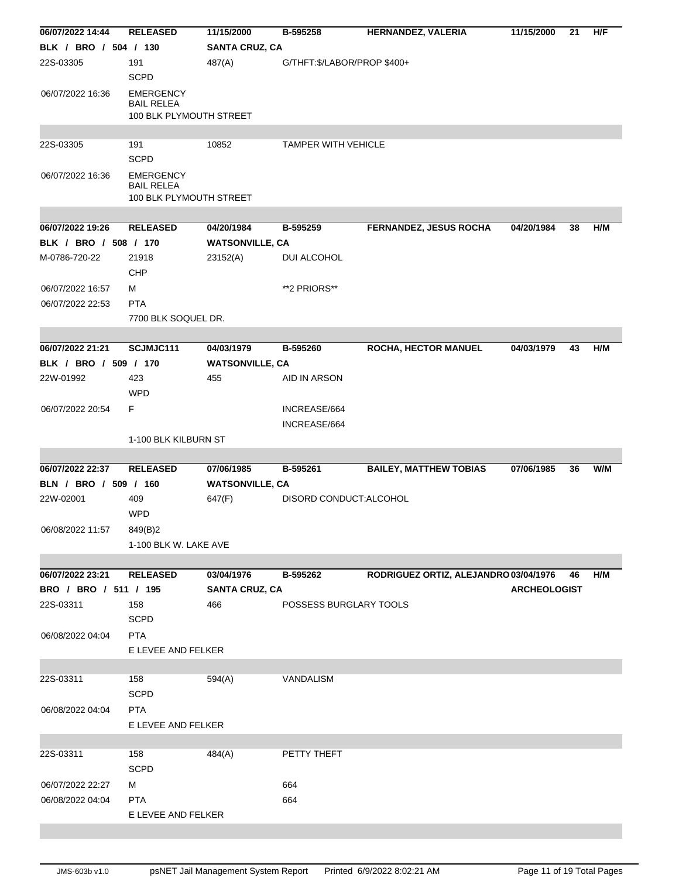| | | | | | | | |
|---|---|---|---|---|---|---|---|
| **06/07/2022 14:44** | **RELEASED** | **11/15/2000** | **B-595258** | **HERNANDEZ, VALERIA** | **11/15/2000** | **21** | **H/F** |
| **BLK / BRO / 504 / 130** | | **SANTA CRUZ, CA** | | | | | |
| 22S-03305 | 191 SCPD | 487(A) | G/THFT:$/LABOR/PROP $400+ | | | | |
| 06/07/2022 16:36 | EMERGENCY BAIL RELEA | | | | | | |
| | 100 BLK PLYMOUTH STREET | | | | | | |
| 22S-03305 | 191 SCPD | 10852 | TAMPER WITH VEHICLE | | | | |
| 06/07/2022 16:36 | EMERGENCY BAIL RELEA | | | | | | |
| | 100 BLK PLYMOUTH STREET | | | | | | |
| **06/07/2022 19:26** | **RELEASED** | **04/20/1984** | **B-595259** | **FERNANDEZ, JESUS ROCHA** | **04/20/1984** | **38** | **H/M** |
| **BLK / BRO / 508 / 170** | | **WATSONVILLE, CA** | | | | | |
| M-0786-720-22 | 21918 CHP | 23152(A) | DUI ALCOHOL | | | | |
| 06/07/2022 16:57 | M | | **2 PRIORS** | | | | |
| 06/07/2022 22:53 | PTA | | | | | | |
| | 7700 BLK SOQUEL DR. | | | | | | |
| **06/07/2022 21:21** | **SCJMJC111** | **04/03/1979** | **B-595260** | **ROCHA, HECTOR MANUEL** | **04/03/1979** | **43** | **H/M** |
| **BLK / BRO / 509 / 170** | | **WATSONVILLE, CA** | | | | | |
| 22W-01992 | 423 WPD | 455 | AID IN ARSON | | | | |
| 06/07/2022 20:54 | F | | INCREASE/664 | | | | |
| | | | INCREASE/664 | | | | |
| | 1-100 BLK KILBURN ST | | | | | | |
| **06/07/2022 22:37** | **RELEASED** | **07/06/1985** | **B-595261** | **BAILEY, MATTHEW TOBIAS** | **07/06/1985** | **36** | **W/M** |
| **BLN / BRO / 509 / 160** | | **WATSONVILLE, CA** | | | | | |
| 22W-02001 | 409 WPD | 647(F) | DISORD CONDUCT:ALCOHOL | | | | |
| 06/08/2022 11:57 | 849(B)2 | | | | | | |
| | 1-100 BLK W. LAKE AVE | | | | | | |
| **06/07/2022 23:21** | **RELEASED** | **03/04/1976** | **B-595262** | **RODRIGUEZ ORTIZ, ALEJANDRO** | **03/04/1976** | **46** | **H/M** |
| **BRO / BRO / 511 / 195** | | **SANTA CRUZ, CA** | | | **ARCHEOLOGIST** | | |
| 22S-03311 | 158 SCPD | 466 | POSSESS BURGLARY TOOLS | | | | |
| 06/08/2022 04:04 | PTA | | | | | | |
| | E LEVEE AND FELKER | | | | | | |
| 22S-03311 | 158 SCPD | 594(A) | VANDALISM | | | | |
| 06/08/2022 04:04 | PTA | | | | | | |
| | E LEVEE AND FELKER | | | | | | |
| 22S-03311 | 158 SCPD | 484(A) | PETTY THEFT | | | | |
| 06/07/2022 22:27 | M | | 664 | | | | |
| 06/08/2022 04:04 | PTA | | 664 | | | | |
| | E LEVEE AND FELKER | | | | | | |

JMS-603b v1.0 psNET Jail Management System Report Printed 6/9/2022 8:02:21 AM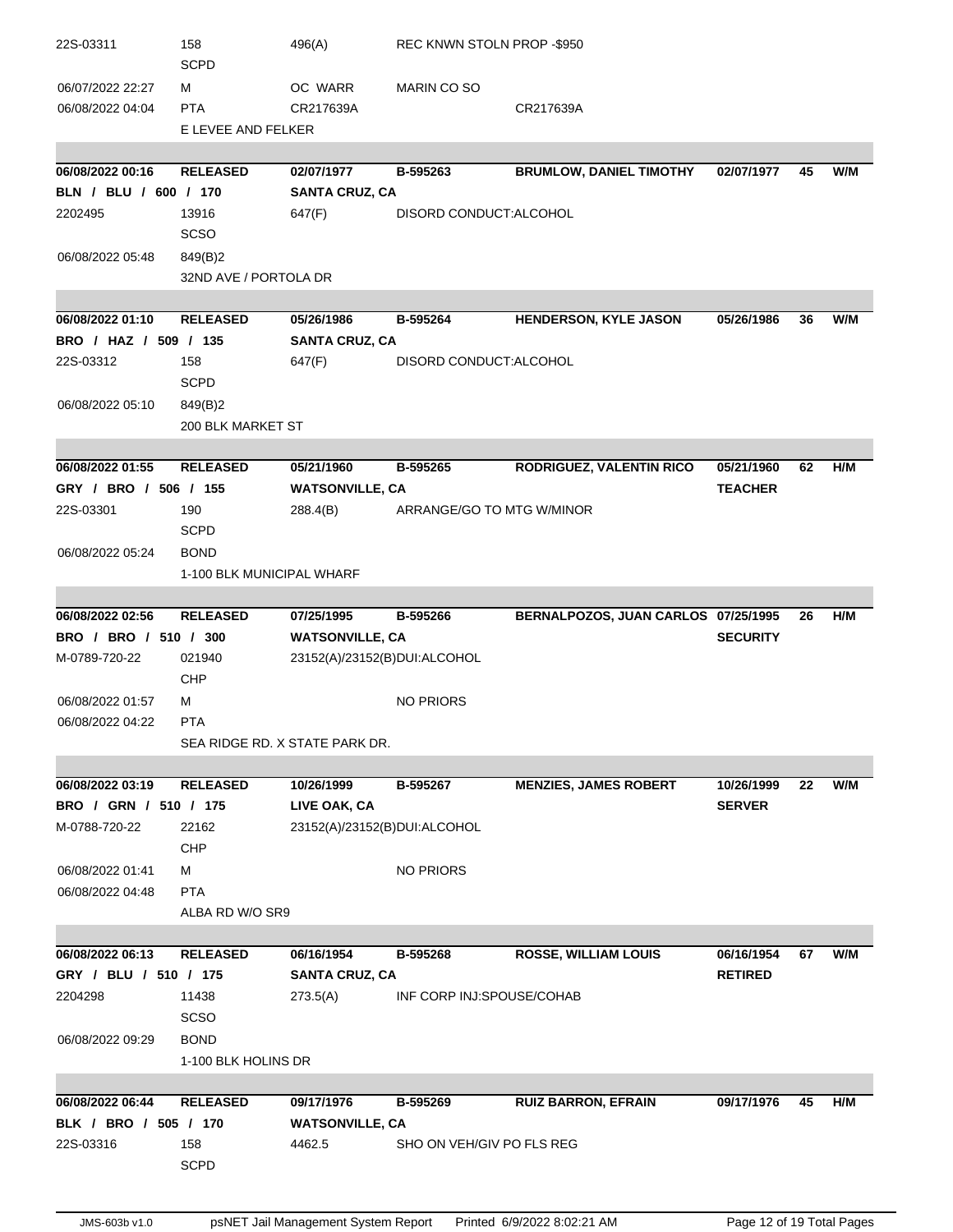| | | | | | | | |
|---|---|---|---|---|---|---|---|
| 22S-03311 | 158<br>SCPD | 496(A) | REC KNWN STOLN PROP -$950 | | | | |
| 06/07/2022 22:27 | M | OC WARR | MARIN CO SO | | | | |
| 06/08/2022 04:04 | PTA | CR217639A | | CR217639A | | | |
| | E LEVEE AND FELKER | | | | | | |

| | | | | | | | |
|---|---|---|---|---|---|---|---|
| **06/08/2022 00:16** | **RELEASED** | **02/07/1977** | **B-595263** | **BRUMLOW, DANIEL TIMOTHY** | **02/07/1977** | **45** | **W/M** |
| **BLN / BLU / 600 / 170** | | **SANTA CRUZ, CA** | | | | | |
| 2202495 | 13916<br>SCSO | 647(F) | DISORD CONDUCT:ALCOHOL | | | | |
| 06/08/2022 05:48 | 849(B)2 | | | | | | |
| | 32ND AVE / PORTOLA DR | | | | | | |

| | | | | | | | |
|---|---|---|---|---|---|---|---|
| **06/08/2022 01:10** | **RELEASED** | **05/26/1986** | **B-595264** | **HENDERSON, KYLE JASON** | **05/26/1986** | **36** | **W/M** |
| **BRO / HAZ / 509 / 135** | | **SANTA CRUZ, CA** | | | | | |
| 22S-03312 | 158<br>SCPD | 647(F) | DISORD CONDUCT:ALCOHOL | | | | |
| 06/08/2022 05:10 | 849(B)2 | | | | | | |
| | 200 BLK MARKET ST | | | | | | |

| | | | | | | | |
|---|---|---|---|---|---|---|---|
| **06/08/2022 01:55** | **RELEASED** | **05/21/1960** | **B-595265** | **RODRIGUEZ, VALENTIN RICO** | **05/21/1960** | **62** | **H/M** |
| **GRY / BRO / 506 / 155** | | **WATSONVILLE, CA** | | | **TEACHER** | | |
| 22S-03301 | 190<br>SCPD | 288.4(B) | ARRANGE/GO TO MTG W/MINOR | | | | |
| 06/08/2022 05:24 | BOND | | | | | | |
| | 1-100 BLK MUNICIPAL WHARF | | | | | | |

| | | | | | | | |
|---|---|---|---|---|---|---|---|
| **06/08/2022 02:56** | **RELEASED** | **07/25/1995** | **B-595266** | **BERNALPOZOS, JUAN CARLOS** | **07/25/1995** | **26** | **H/M** |
| **BRO / BRO / 510 / 300** | | **WATSONVILLE, CA** | | | **SECURITY** | | |
| M-0789-720-22 | 021940<br>CHP | 23152(A)/23152(B)DUI:ALCOHOL | | | | | |
| 06/08/2022 01:57 | M | | NO PRIORS | | | | |
| 06/08/2022 04:22 | PTA | | | | | | |
| | SEA RIDGE RD. X STATE PARK DR. | | | | | | |

| | | | | | | | |
|---|---|---|---|---|---|---|---|
| **06/08/2022 03:19** | **RELEASED** | **10/26/1999** | **B-595267** | **MENZIES, JAMES ROBERT** | **10/26/1999** | **22** | **W/M** |
| **BRO / GRN / 510 / 175** | | **LIVE OAK, CA** | | | **SERVER** | | |
| M-0788-720-22 | 22162<br>CHP | 23152(A)/23152(B)DUI:ALCOHOL | | | | | |
| 06/08/2022 01:41 | M | | NO PRIORS | | | | |
| 06/08/2022 04:48 | PTA | | | | | | |
| | ALBA RD W/O SR9 | | | | | | |

| | | | | | | | |
|---|---|---|---|---|---|---|---|
| **06/08/2022 06:13** | **RELEASED** | **06/16/1954** | **B-595268** | **ROSSE, WILLIAM LOUIS** | **06/16/1954** | **67** | **W/M** |
| **GRY / BLU / 510 / 175** | | **SANTA CRUZ, CA** | | | **RETIRED** | | |
| 2204298 | 11438<br>SCSO | 273.5(A) | INF CORP INJ:SPOUSE/COHAB | | | | |
| 06/08/2022 09:29 | BOND | | | | | | |
| | 1-100 BLK HOLINS DR | | | | | | |

| | | | | | | | |
|---|---|---|---|---|---|---|---|
| **06/08/2022 06:44** | **RELEASED** | **09/17/1976** | **B-595269** | **RUIZ BARRON, EFRAIN** | **09/17/1976** | **45** | **H/M** |
| **BLK / BRO / 505 / 170** | | **WATSONVILLE, CA** | | | | | |
| 22S-03316 | 158<br>SCPD | 4462.5 | SHO ON VEH/GIV PO FLS REG | | | | |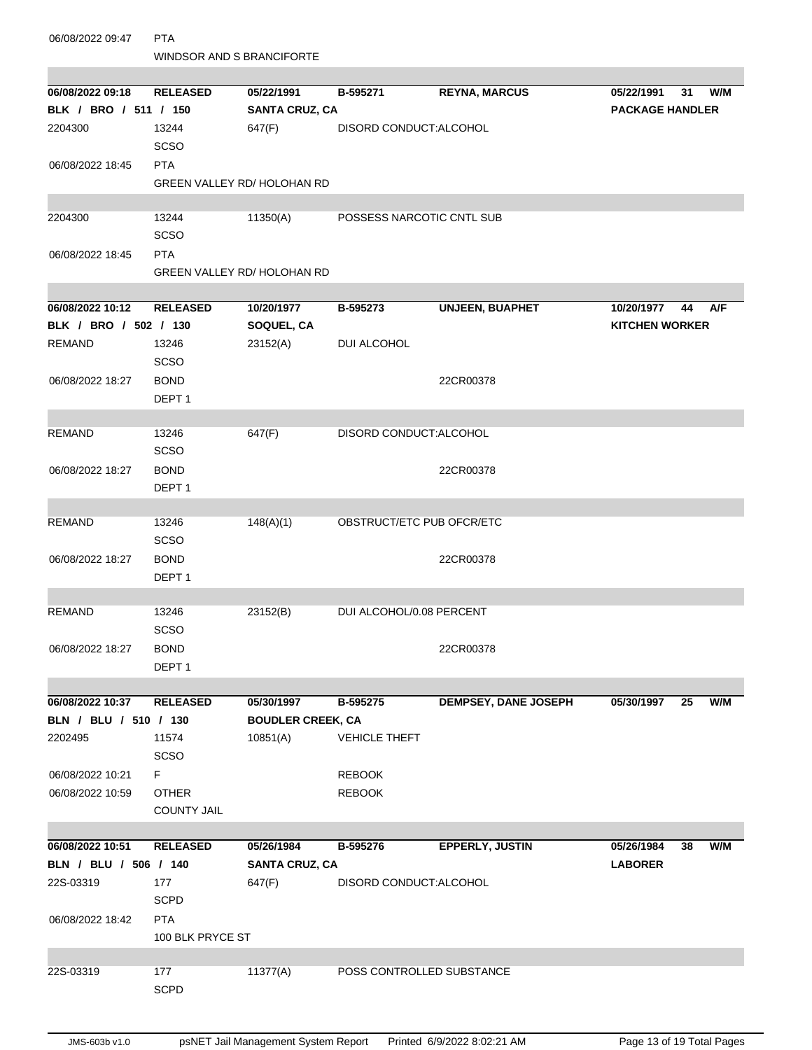| | | | | | | | |
|---|---|---|---|---|---|---|---|
| 06/08/2022 09:47 | PTA | | | | | | |
| | WINDSOR AND S BRANCIFORTE | | | | | | |
| **06/08/2022 09:18** | **RELEASED** | **05/22/1991** | **B-595271** | **REYNA, MARCUS** | **05/22/1991** | **31** | **W/M** |
| **BLK / BRO / 511 / 150** | | **SANTA CRUZ, CA** | | | **PACKAGE HANDLER** | | |
| 2204300 | 13244 | 647(F) | DISORD CONDUCT:ALCOHOL | | | | |
| | SCSO | | | | | | |
| 06/08/2022 18:45 | PTA | | | | | | |
| | GREEN VALLEY RD/ HOLOHAN RD | | | | | | |
| 2204300 | 13244 | 11350(A) | POSSESS NARCOTIC CNTL SUB | | | | |
| | SCSO | | | | | | |
| 06/08/2022 18:45 | PTA | | | | | | |
| | GREEN VALLEY RD/ HOLOHAN RD | | | | | | |
| **06/08/2022 10:12** | **RELEASED** | **10/20/1977** | **B-595273** | **UNJEEN, BUAPHET** | **10/20/1977** | **44** | **A/F** |
| **BLK / BRO / 502 / 130** | | **SOQUEL, CA** | | | **KITCHEN WORKER** | | |
| REMAND | 13246 | 23152(A) | DUI ALCOHOL | | | | |
| | SCSO | | | | | | |
| 06/08/2022 18:27 | BOND | | | 22CR00378 | | | |
| | DEPT 1 | | | | | | |
| REMAND | 13246 | 647(F) | DISORD CONDUCT:ALCOHOL | | | | |
| | SCSO | | | | | | |
| 06/08/2022 18:27 | BOND | | | 22CR00378 | | | |
| | DEPT 1 | | | | | | |
| REMAND | 13246 | 148(A)(1) | OBSTRUCT/ETC PUB OFCR/ETC | | | | |
| | SCSO | | | | | | |
| 06/08/2022 18:27 | BOND | | | 22CR00378 | | | |
| | DEPT 1 | | | | | | |
| REMAND | 13246 | 23152(B) | DUI ALCOHOL/0.08 PERCENT | | | | |
| | SCSO | | | | | | |
| 06/08/2022 18:27 | BOND | | | 22CR00378 | | | |
| | DEPT 1 | | | | | | |
| **06/08/2022 10:37** | **RELEASED** | **05/30/1997** | **B-595275** | **DEMPSEY, DANE JOSEPH** | **05/30/1997** | **25** | **W/M** |
| **BLN / BLU / 510 / 130** | | **BOUDLER CREEK, CA** | | | | | |
| 2202495 | 11574 | 10851(A) | VEHICLE THEFT | | | | |
| | SCSO | | | | | | |
| 06/08/2022 10:21 | F | | REBOOK | | | | |
| 06/08/2022 10:59 | OTHER | | REBOOK | | | | |
| | COUNTY JAIL | | | | | | |
| **06/08/2022 10:51** | **RELEASED** | **05/26/1984** | **B-595276** | **EPPERLY, JUSTIN** | **05/26/1984** | **38** | **W/M** |
| **BLN / BLU / 506 / 140** | | **SANTA CRUZ, CA** | | | **LABORER** | | |
| 22S-03319 | 177 | 647(F) | DISORD CONDUCT:ALCOHOL | | | | |
| | SCPD | | | | | | |
| 06/08/2022 18:42 | PTA | | | | | | |
| | 100 BLK PRYCE ST | | | | | | |
| 22S-03319 | 177 | 11377(A) | POSS CONTROLLED SUBSTANCE | | | | |
| | SCPD | | | | | | |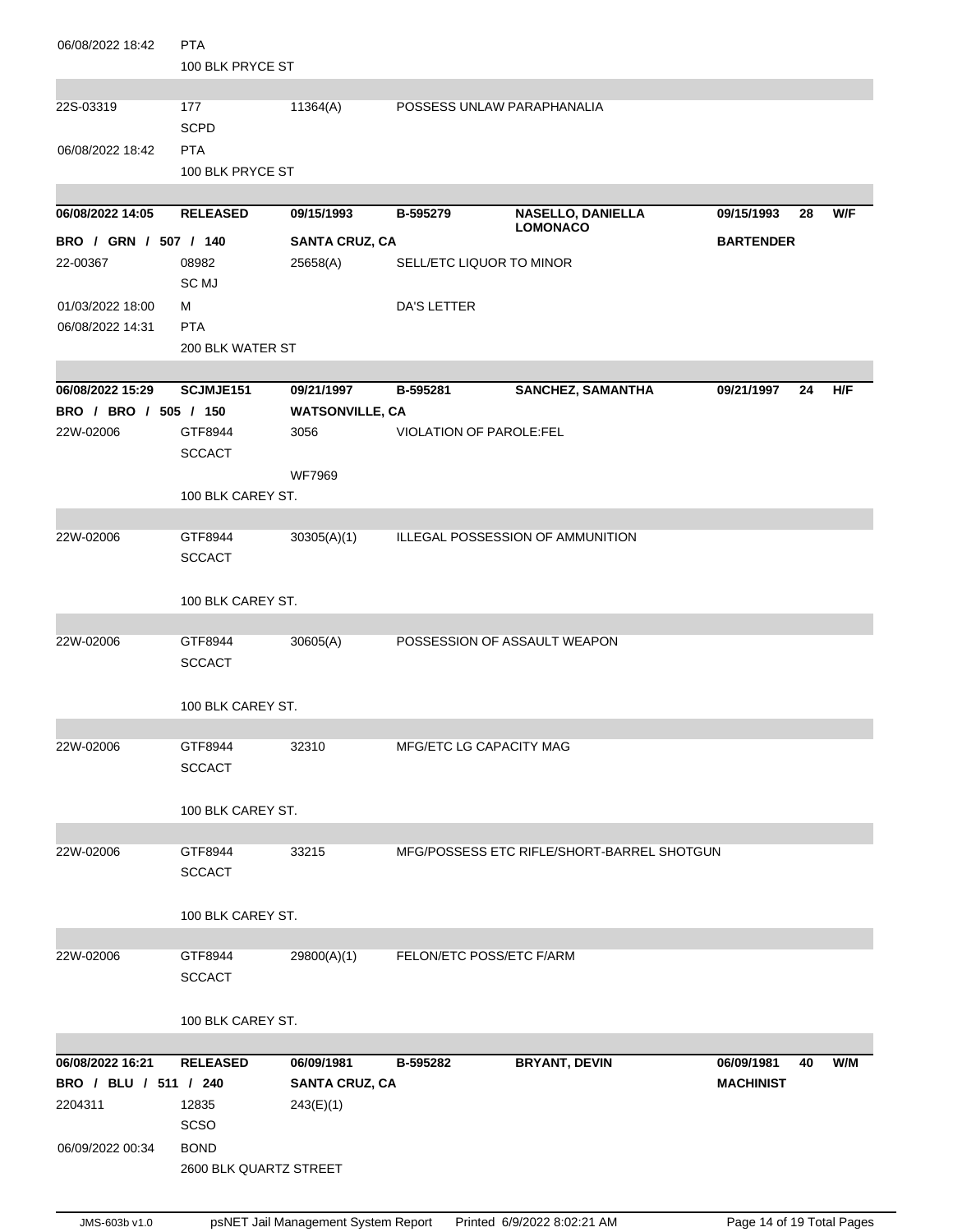| | | | | | | | |
|---|---|---|---|---|---|---|---|
| 06/08/2022 18:42 | PTA | | | | | | |
| | 100 BLK PRYCE ST | | | | | | |
| 22S-03319 | 177 | 11364(A) | POSSESS UNLAW PARAPHANALIA | | | | |
| | SCPD | | | | | | |
| 06/08/2022 18:42 | PTA | | | | | | |
| | 100 BLK PRYCE ST | | | | | | |
| **06/08/2022 14:05** | **RELEASED** | **09/15/1993** | **B-595279** | **NASELLO, DANIELLA LOMONACO** | **09/15/1993** | **28** | **W/F** |
| **BRO / GRN / 507 / 140** | | **SANTA CRUZ, CA** | | | **BARTENDER** | | |
| 22-00367 | 08982 | 25658(A) | SELL/ETC LIQUOR TO MINOR | | | | |
| | SC MJ | | | | | | |
| 01/03/2022 18:00 | M | | DA'S LETTER | | | | |
| 06/08/2022 14:31 | PTA | | | | | | |
| | 200 BLK WATER ST | | | | | | |
| **06/08/2022 15:29** | **SCJMJE151** | **09/21/1997** | **B-595281** | **SANCHEZ, SAMANTHA** | **09/21/1997** | **24** | **H/F** |
| **BRO / BRO / 505 / 150** | | **WATSONVILLE, CA** | | | | | |
| 22W-02006 | GTF8944 | 3056 | VIOLATION OF PAROLE:FEL | | | | |
| | SCCACT | | | | | | |
| | | WF7969 | | | | | |
| | 100 BLK CAREY ST. | | | | | | |
| 22W-02006 | GTF8944 | 30305(A)(1) | ILLEGAL POSSESSION OF AMMUNITION | | | | |
| | SCCACT | | | | | | |
| | 100 BLK CAREY ST. | | | | | | |
| 22W-02006 | GTF8944 | 30605(A) | POSSESSION OF ASSAULT WEAPON | | | | |
| | SCCACT | | | | | | |
| | 100 BLK CAREY ST. | | | | | | |
| 22W-02006 | GTF8944 | 32310 | MFG/ETC LG CAPACITY MAG | | | | |
| | SCCACT | | | | | | |
| | 100 BLK CAREY ST. | | | | | | |
| 22W-02006 | GTF8944 | 33215 | MFG/POSSESS ETC RIFLE/SHORT-BARREL SHOTGUN | | | | |
| | SCCACT | | | | | | |
| | 100 BLK CAREY ST. | | | | | | |
| 22W-02006 | GTF8944 | 29800(A)(1) | FELON/ETC POSS/ETC F/ARM | | | | |
| | SCCACT | | | | | | |
| | 100 BLK CAREY ST. | | | | | | |
| **06/08/2022 16:21** | **RELEASED** | **06/09/1981** | **B-595282** | **BRYANT, DEVIN** | **06/09/1981** | **40** | **W/M** |
| **BRO / BLU / 511 / 240** | | **SANTA CRUZ, CA** | | | **MACHINIST** | | |
| 2204311 | 12835 | 243(E)(1) | | | | | |
| | SCSO | | | | | | |
| 06/09/2022 00:34 | BOND | | | | | | |
| | 2600 BLK QUARTZ STREET | | | | | | |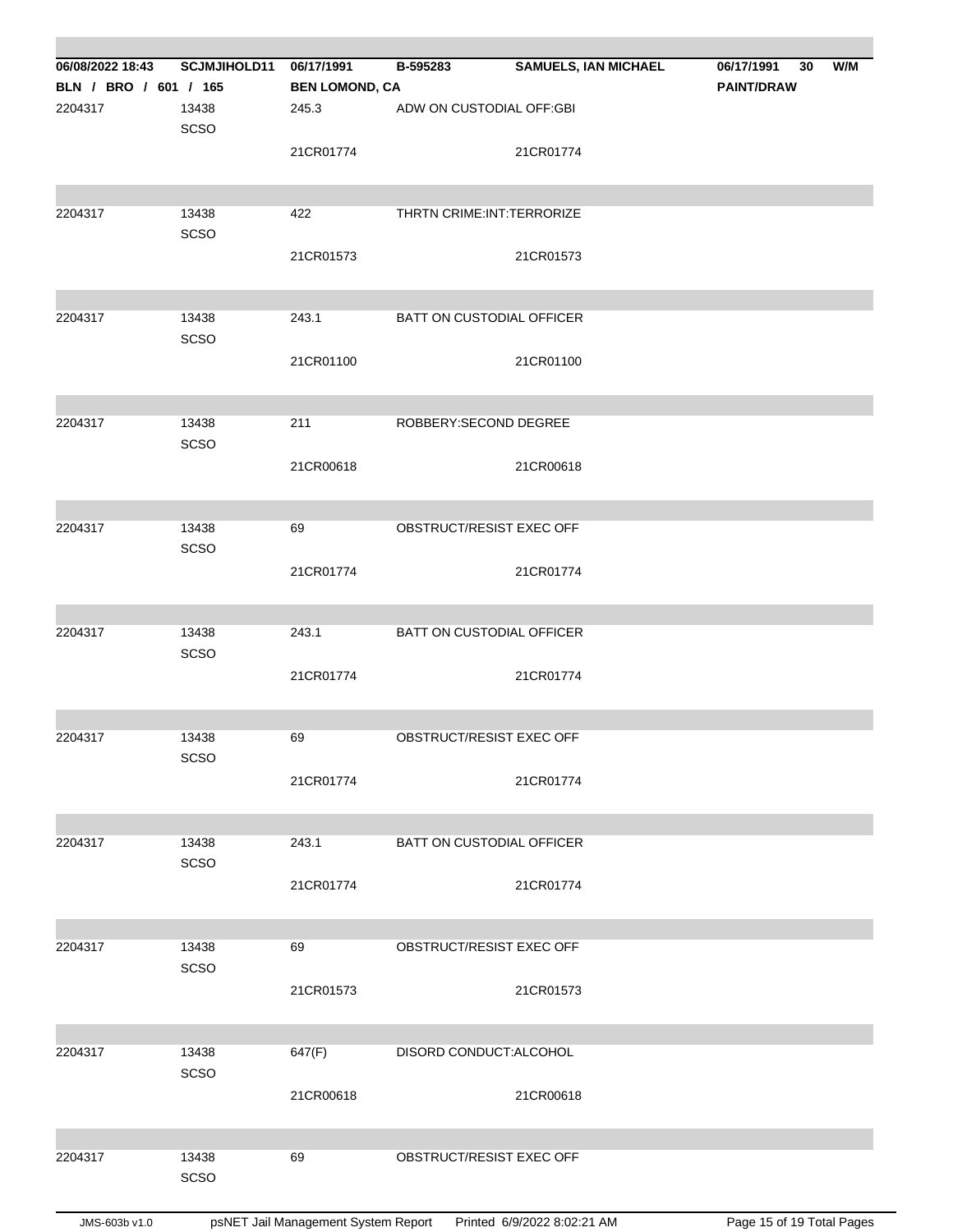| 06/08/2022 18:43 | SCJMJIHOLD11 | 06/17/1991 | B-595283 | SAMUELS, IAN MICHAEL | 06/17/1991 30 W/M |
|---|---|---|---|---|---|
| BLN / BRO / 601 / 165 | | BEN LOMOND, CA | | | PAINT/DRAW |
| 2204317 | 13438 SCSO | 245.3 | ADW ON CUSTODIAL OFF:GBI | | |
| | | 21CR01774 | | 21CR01774 | |
| 2204317 | 13438 SCSO | 422 | THRTN CRIME:INT:TERRORIZE | | |
| | | 21CR01573 | | 21CR01573 | |
| 2204317 | 13438 SCSO | 243.1 | BATT ON CUSTODIAL OFFICER | | |
| | | 21CR01100 | | 21CR01100 | |
| 2204317 | 13438 SCSO | 211 | ROBBERY:SECOND DEGREE | | |
| | | 21CR00618 | | 21CR00618 | |
| 2204317 | 13438 SCSO | 69 | OBSTRUCT/RESIST EXEC OFF | | |
| | | 21CR01774 | | 21CR01774 | |
| 2204317 | 13438 SCSO | 243.1 | BATT ON CUSTODIAL OFFICER | | |
| | | 21CR01774 | | 21CR01774 | |
| 2204317 | 13438 SCSO | 69 | OBSTRUCT/RESIST EXEC OFF | | |
| | | 21CR01774 | | 21CR01774 | |
| 2204317 | 13438 SCSO | 243.1 | BATT ON CUSTODIAL OFFICER | | |
| | | 21CR01774 | | 21CR01774 | |
| 2204317 | 13438 SCSO | 69 | OBSTRUCT/RESIST EXEC OFF | | |
| | | 21CR01573 | | 21CR01573 | |
| 2204317 | 13438 SCSO | 647(F) | DISORD CONDUCT:ALCOHOL | | |
| | | 21CR00618 | | 21CR00618 | |
| 2204317 | 13438 SCSO | 69 | OBSTRUCT/RESIST EXEC OFF | | |

JMS-603b v1.0 psNET Jail Management System Report Printed 6/9/2022 8:02:21 AM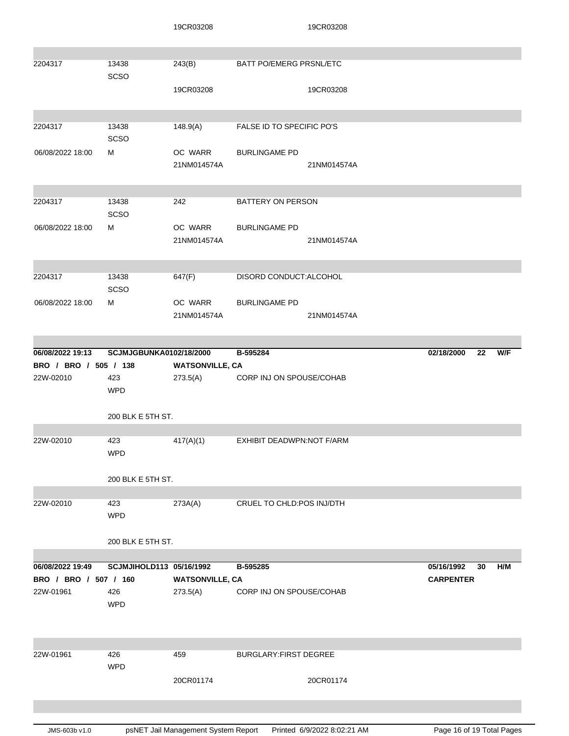| | | 19CR03208 | | 19CR03208 | | | |
|---|---|---|---|---|---|---|---|
| | | | | | | | |
| 2204317 | 13438 SCSO | 243(B) | BATT PO/EMERG PRSNL/ETC | | | | |
| | | 19CR03208 | | 19CR03208 | | | |
| | | | | | | | |
| 2204317 | 13438 SCSO | 148.9(A) | FALSE ID TO SPECIFIC PO'S | | | | |
| 06/08/2022 18:00 | M | OC WARR 21NM014574A | BURLINGAME PD | 21NM014574A | | | |
| | | | | | | | |
| 2204317 | 13438 SCSO | 242 | BATTERY ON PERSON | | | | |
| 06/08/2022 18:00 | M | OC WARR 21NM014574A | BURLINGAME PD | 21NM014574A | | | |
| | | | | | | | |
| 2204317 | 13438 SCSO | 647(F) | DISORD CONDUCT:ALCOHOL | | | | |
| 06/08/2022 18:00 | M | OC WARR 21NM014574A | BURLINGAME PD | 21NM014574A | | | |
| | | | | | | | |
| **06/08/2022 19:13** | **SCJMJGBUNKA0102/18/2000** | | **B-595284** | | **02/18/2000** | **22** | **W/F** |
| **BRO / BRO / 505 / 138** | | **WATSONVILLE, CA** | | | | | |
| 22W-02010 | 423 WPD | 273.5(A) | CORP INJ ON SPOUSE/COHAB | | | | |
| | 200 BLK E 5TH ST. | | | | | | |
| | | | | | | | |
| 22W-02010 | 423 WPD | 417(A)(1) | EXHIBIT DEADWPN:NOT F/ARM | | | | |
| | 200 BLK E 5TH ST. | | | | | | |
| | | | | | | | |
| 22W-02010 | 423 WPD | 273A(A) | CRUEL TO CHLD:POS INJ/DTH | | | | |
| | 200 BLK E 5TH ST. | | | | | | |
| | | | | | | | |
| **06/08/2022 19:49** | **SCJMJIHOLD113** | **05/16/1992** | **B-595285** | | **05/16/1992** | **30** | **H/M** |
| **BRO / BRO / 507 / 160** | | **WATSONVILLE, CA** | | | **CARPENTER** | | |
| 22W-01961 | 426 WPD | 273.5(A) | CORP INJ ON SPOUSE/COHAB | | | | |
| | | | | | | | |
| 22W-01961 | 426 WPD | 459 | BURGLARY:FIRST DEGREE | | | | |
| | | 20CR01174 | | 20CR01174 | | | |

JMS-603b v1.0 | psNET Jail Management System Report | Printed 6/9/2022 8:02:21 AM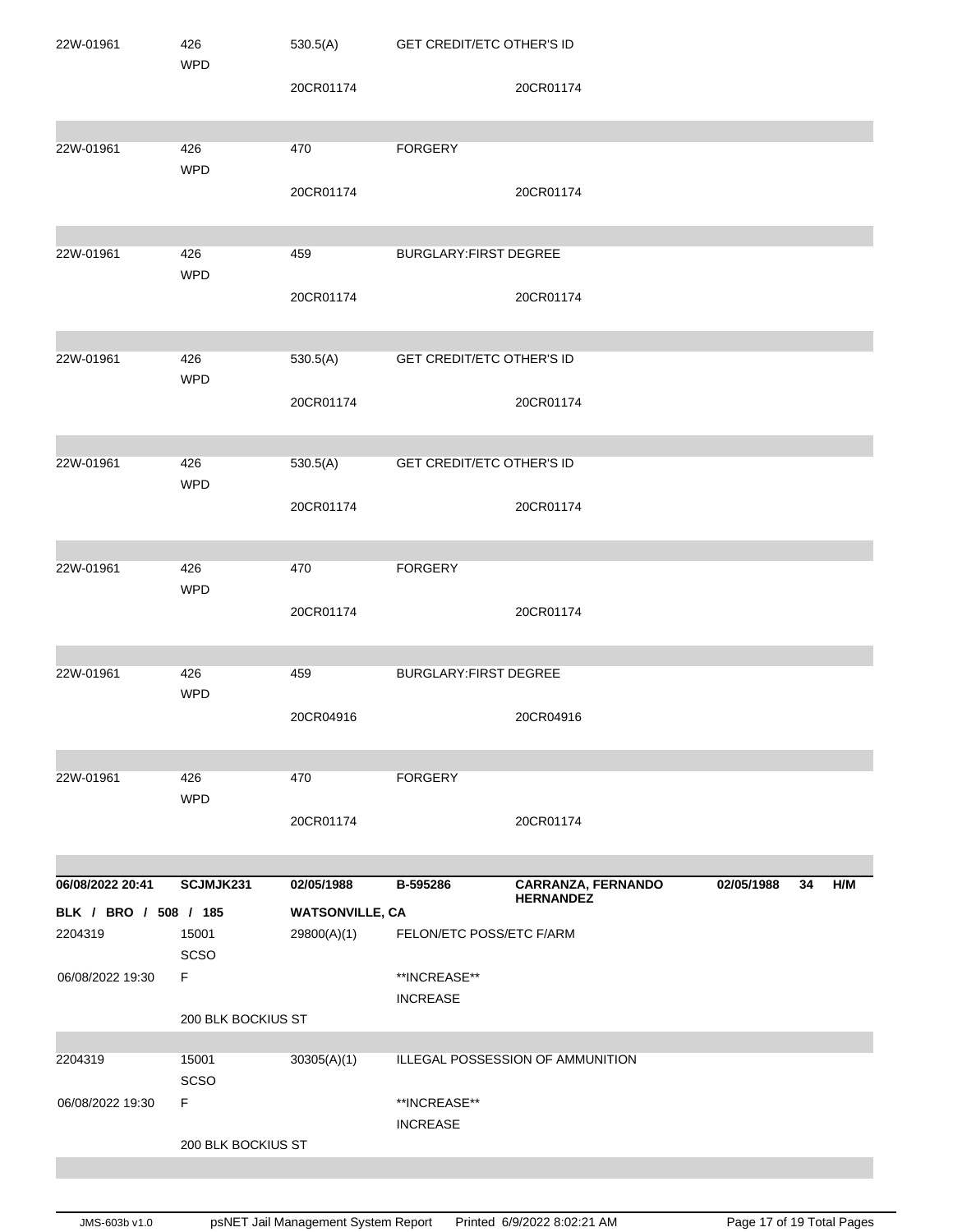| | | | | |
|---|---|---|---|---|
| 22W-01961 | 426 WPD | 530.5(A) | GET CREDIT/ETC OTHER'S ID | |
| | | 20CR01174 | | 20CR01174 |
| 22W-01961 | 426 WPD | 470 | FORGERY | |
| | | 20CR01174 | | 20CR01174 |
| 22W-01961 | 426 WPD | 459 | BURGLARY:FIRST DEGREE | |
| | | 20CR01174 | | 20CR01174 |
| 22W-01961 | 426 WPD | 530.5(A) | GET CREDIT/ETC OTHER'S ID | |
| | | 20CR01174 | | 20CR01174 |
| 22W-01961 | 426 WPD | 530.5(A) | GET CREDIT/ETC OTHER'S ID | |
| | | 20CR01174 | | 20CR01174 |
| 22W-01961 | 426 WPD | 470 | FORGERY | |
| | | 20CR01174 | | 20CR01174 |
| 22W-01961 | 426 WPD | 459 | BURGLARY:FIRST DEGREE | |
| | | 20CR04916 | | 20CR04916 |
| 22W-01961 | 426 WPD | 470 | FORGERY | |
| | | 20CR01174 | | 20CR01174 |

| | | | | | | | |
|---|---|---|---|---|---|---|---|
| **06/08/2022 20:41** | **SCJMJK231** | **02/05/1988** | **B-595286** | **CARRANZA, FERNANDO HERNANDEZ** | **02/05/1988** | **34** | **H/M** |
| **BLK / BRO / 508 / 185** | | **WATSONVILLE, CA** | | | | | |
| 2204319 | 15001 SCSO | 29800(A)(1) | FELON/ETC POSS/ETC F/ARM | | | | |
| 06/08/2022 19:30 | F | | \*\*INCREASE\*\* INCREASE | | | | |
| | 200 BLK BOCKIUS ST | | | | | | |
| 2204319 | 15001 SCSO | 30305(A)(1) | ILLEGAL POSSESSION OF AMMUNITION | | | | |
| 06/08/2022 19:30 | F | | \*\*INCREASE\*\* INCREASE | | | | |
| | 200 BLK BOCKIUS ST | | | | | | |

JMS-603b v1.0 psNET Jail Management System Report Printed 6/9/2022 8:02:21 AM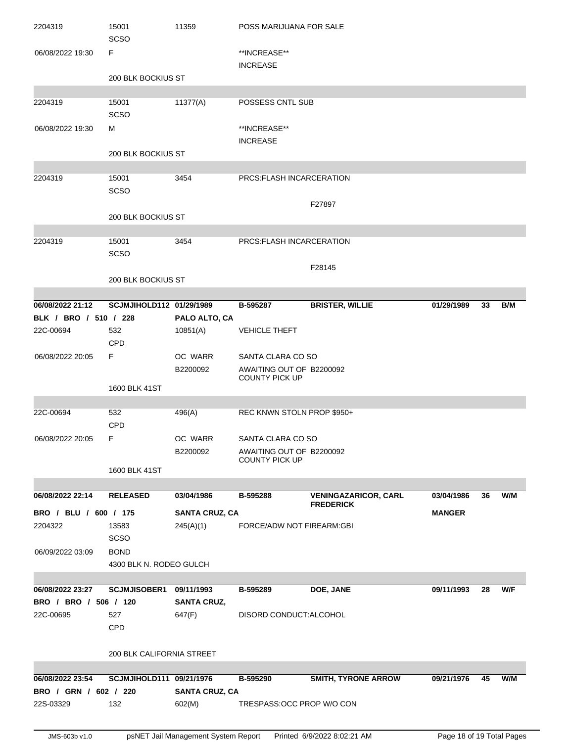| | | | | | | | |
|---|---|---|---|---|---|---|---|
| 2204319 | 15001<br>SCSO | 11359 | POSS MARIJUANA FOR SALE | | | | |
| 06/08/2022 19:30 | F | | **INCREASE**<br>INCREASE | | | | |
| | 200 BLK BOCKIUS ST | | | | | | |
| 2204319 | 15001<br>SCSO | 11377(A) | POSSESS CNTL SUB | | | | |
| 06/08/2022 19:30 | M | | **INCREASE**<br>INCREASE | | | | |
| | 200 BLK BOCKIUS ST | | | | | | |
| 2204319 | 15001<br>SCSO | 3454 | PRCS:FLASH INCARCERATION | | | | |
| | | | | F27897 | | | |
| | 200 BLK BOCKIUS ST | | | | | | |
| 2204319 | 15001<br>SCSO | 3454 | PRCS:FLASH INCARCERATION | | | | |
| | | | | F28145 | | | |
| | 200 BLK BOCKIUS ST | | | | | | |
| **06/08/2022 21:12** | **SCJMJIHOLD112** | **01/29/1989** | **B-595287** | **BRISTER, WILLIE** | **01/29/1989** | **33** | **B/M** |
| **BLK / BRO / 510 / 228** | | **PALO ALTO, CA** | | | | | |
| 22C-00694 | 532<br>CPD | 10851(A) | VEHICLE THEFT | | | | |
| 06/08/2022 20:05 | F | OC WARR<br>B2200092 | SANTA CLARA CO SO<br>AWAITING OUT OF COUNTY PICK UP | B2200092 | | | |
| | 1600 BLK 41ST | | | | | | |
| 22C-00694 | 532<br>CPD | 496(A) | REC KNWN STOLN PROP $950+ | | | | |
| 06/08/2022 20:05 | F | OC WARR<br>B2200092 | SANTA CLARA CO SO<br>AWAITING OUT OF COUNTY PICK UP | B2200092 | | | |
| | 1600 BLK 41ST | | | | | | |
| **06/08/2022 22:14** | **RELEASED** | **03/04/1986** | **B-595288** | **VENINGAZARICOR, CARL FREDERICK** | **03/04/1986** | **36** | **W/M** |
| **BRO / BLU / 600 / 175** | | **SANTA CRUZ, CA** | | | **MANGER** | | |
| 2204322 | 13583<br>SCSO | 245(A)(1) | FORCE/ADW NOT FIREARM:GBI | | | | |
| 06/09/2022 03:09 | BOND | | | | | | |
| | 4300 BLK N. RODEO GULCH | | | | | | |
| **06/08/2022 23:27** | **SCJMJISOBER1** | **09/11/1993** | **B-595289** | **DOE, JANE** | **09/11/1993** | **28** | **W/F** |
| **BRO / BRO / 506 / 120** | | **SANTA CRUZ,** | | | | | |
| 22C-00695 | 527<br>CPD | 647(F) | DISORD CONDUCT:ALCOHOL | | | | |
| | 200 BLK CALIFORNIA STREET | | | | | | |
| **06/08/2022 23:54** | **SCJMJIHOLD111** | **09/21/1976** | **B-595290** | **SMITH, TYRONE ARROW** | **09/21/1976** | **45** | **W/M** |
| **BRO / GRN / 602 / 220** | | **SANTA CRUZ, CA** | | | | | |
| 22S-03329 | 132 | 602(M) | TRESPASS:OCC PROP W/O CON | | | | |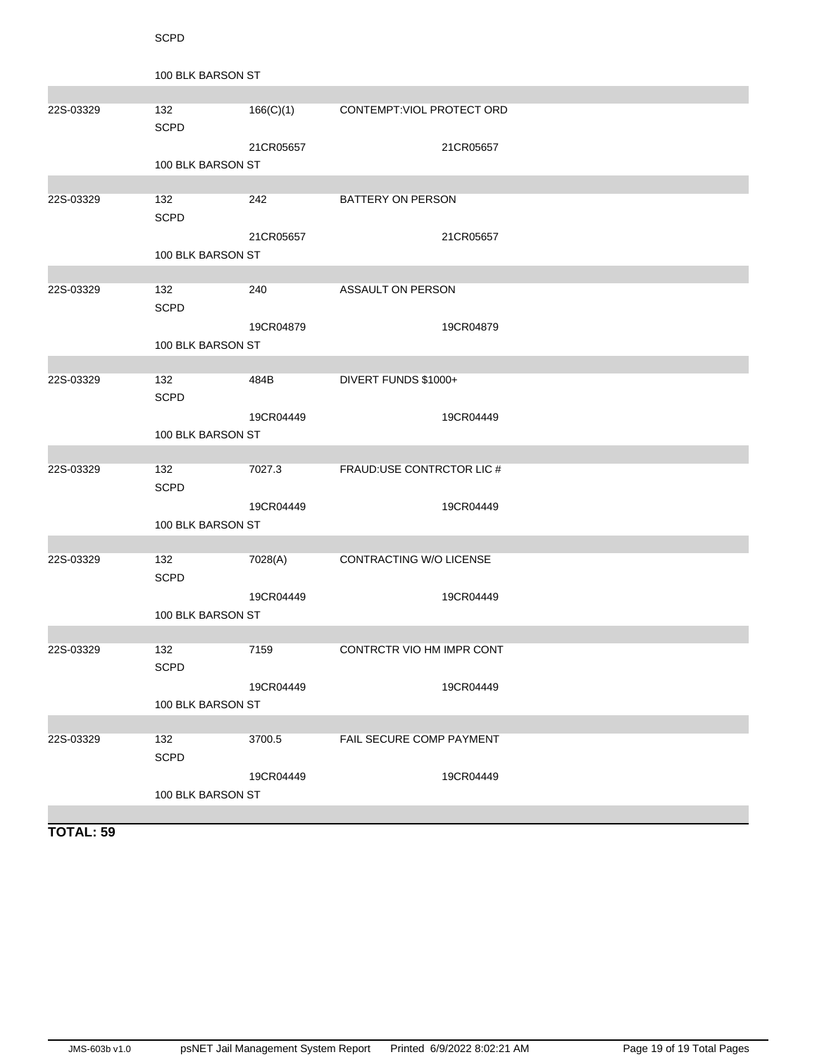| | | | | |
|---|---|---|---|---|
| | SCPD | | | |
| | 100 BLK BARSON ST | | | |
| 22S-03329 | 132 SCPD | 166(C)(1) | CONTEMPT:VIOL PROTECT ORD | |
| | | 21CR05657 | 21CR05657 | |
| | 100 BLK BARSON ST | | | |
| 22S-03329 | 132 SCPD | 242 | BATTERY ON PERSON | |
| | | 21CR05657 | 21CR05657 | |
| | 100 BLK BARSON ST | | | |
| 22S-03329 | 132 SCPD | 240 | ASSAULT ON PERSON | |
| | | 19CR04879 | 19CR04879 | |
| | 100 BLK BARSON ST | | | |
| 22S-03329 | 132 SCPD | 484B | DIVERT FUNDS $1000+ | |
| | | 19CR04449 | 19CR04449 | |
| | 100 BLK BARSON ST | | | |
| 22S-03329 | 132 SCPD | 7027.3 | FRAUD:USE CONTRCTOR LIC # | |
| | | 19CR04449 | 19CR04449 | |
| | 100 BLK BARSON ST | | | |
| 22S-03329 | 132 SCPD | 7028(A) | CONTRACTING W/O LICENSE | |
| | | 19CR04449 | 19CR04449 | |
| | 100 BLK BARSON ST | | | |
| 22S-03329 | 132 SCPD | 7159 | CONTRCTR VIO HM IMPR CONT | |
| | | 19CR04449 | 19CR04449 | |
| | 100 BLK BARSON ST | | | |
| 22S-03329 | 132 SCPD | 3700.5 | FAIL SECURE COMP PAYMENT | |
| | | 19CR04449 | 19CR04449 | |
| | 100 BLK BARSON ST | | | |

**TOTAL: 59**

JMS-603b v1.0 psNET Jail Management System Report Printed 6/9/2022 8:02:21 AM